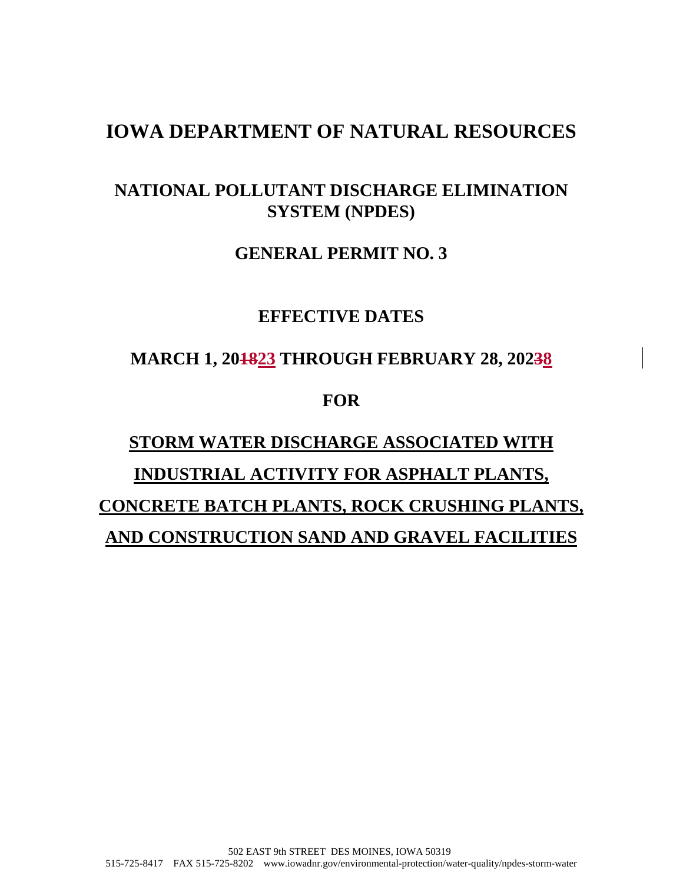# IOWA DEPARTMENT OF NATURAL RESOURCES

## NATIONAL POLLUTANT DISCHARGE ELIMINATION SYSTEM (NPDES)

## GENERAL PERMIT NO. 3

## EFFECTIVE DATES

## MARCH 1, 2018 2023 THROUGH FEBRUARY 28, 2023 2028

## FOR

## STORM WATER DISCHARGE ASSOCIATED WITH INDUSTRIAL ACTIVITY FOR ASPHALT PLANTS, CONCRETE BATCH PLANTS, ROCK CRUSHING PLANTS, AND CONSTRUCTION SAND AND GRAVEL FACILITIES

502 EAST 9th STREET DES MOINES, IOWA 50319
515-725-8417 FAX 515-725-8202 www.iowadnr.gov/environmental-protection/water-quality/npdes-storm-water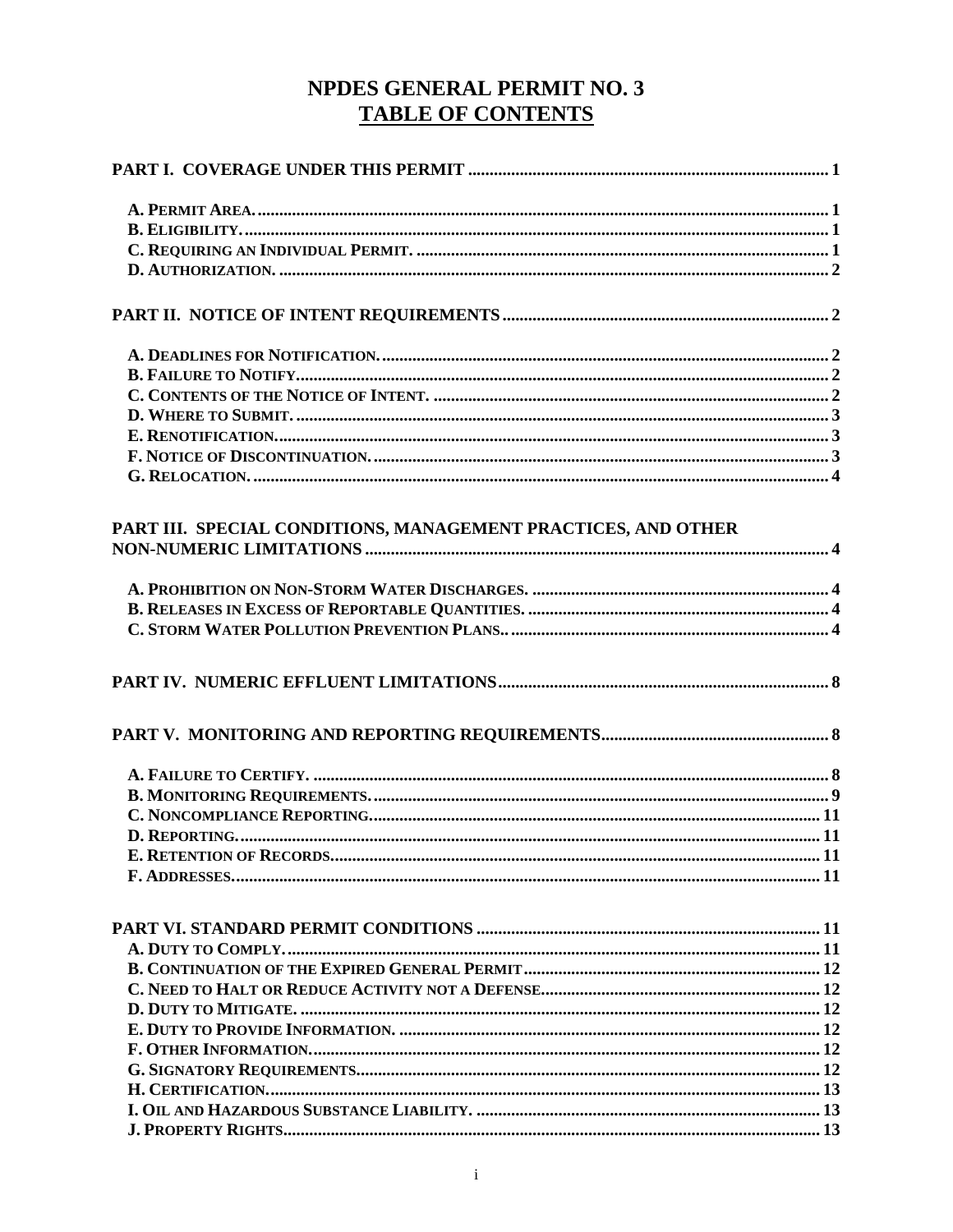# NPDES GENERAL PERMIT NO. 3

## TABLE OF CONTENTS

**PART I. COVERAGE UNDER THIS PERMIT** .......... 1

- **A. Permit Area.** .......... 1
- **B. Eligibility.** .......... 1
- **C. Requiring an Individual Permit.** .......... 1
- **D. Authorization.** .......... 2

**PART II. NOTICE OF INTENT REQUIREMENTS** .......... 2

- **A. Deadlines for Notification.** .......... 2
- **B. Failure to Notify.** .......... 2
- **C. Contents of the Notice of Intent.** .......... 2
- **D. Where to Submit.** .......... 3
- **E. Renotification.** .......... 3
- **F. Notice of Discontinuation.** .......... 3
- **G. Relocation.** .......... 4

**PART III. SPECIAL CONDITIONS, MANAGEMENT PRACTICES, AND OTHER NON-NUMERIC LIMITATIONS** .......... 4

- **A. Prohibition on Non-Storm Water Discharges.** .......... 4
- **B. Releases in Excess of Reportable Quantities.** .......... 4
- **C. Storm Water Pollution Prevention Plans..** .......... 4

**PART IV. NUMERIC EFFLUENT LIMITATIONS** .......... 8

**PART V. MONITORING AND REPORTING REQUIREMENTS** .......... 8

- **A. Failure to Certify.** .......... 8
- **B. Monitoring Requirements.** .......... 9
- **C. Noncompliance Reporting.** .......... 11
- **D. Reporting.** .......... 11
- **E. Retention of Records.** .......... 11
- **F. Addresses.** .......... 11

**PART VI. STANDARD PERMIT CONDITIONS** .......... 11

- **A. Duty to Comply.** .......... 11
- **B. Continuation of the Expired General Permit** .......... 12
- **C. Need to Halt or Reduce Activity not a Defense** .......... 12
- **D. Duty to Mitigate.** .......... 12
- **E. Duty to Provide Information.** .......... 12
- **F. Other Information.** .......... 12
- **G. Signatory Requirements** .......... 12
- **H. Certification.** .......... 13
- **I. Oil and Hazardous Substance Liability.** .......... 13
- **J. Property Rights** .......... 13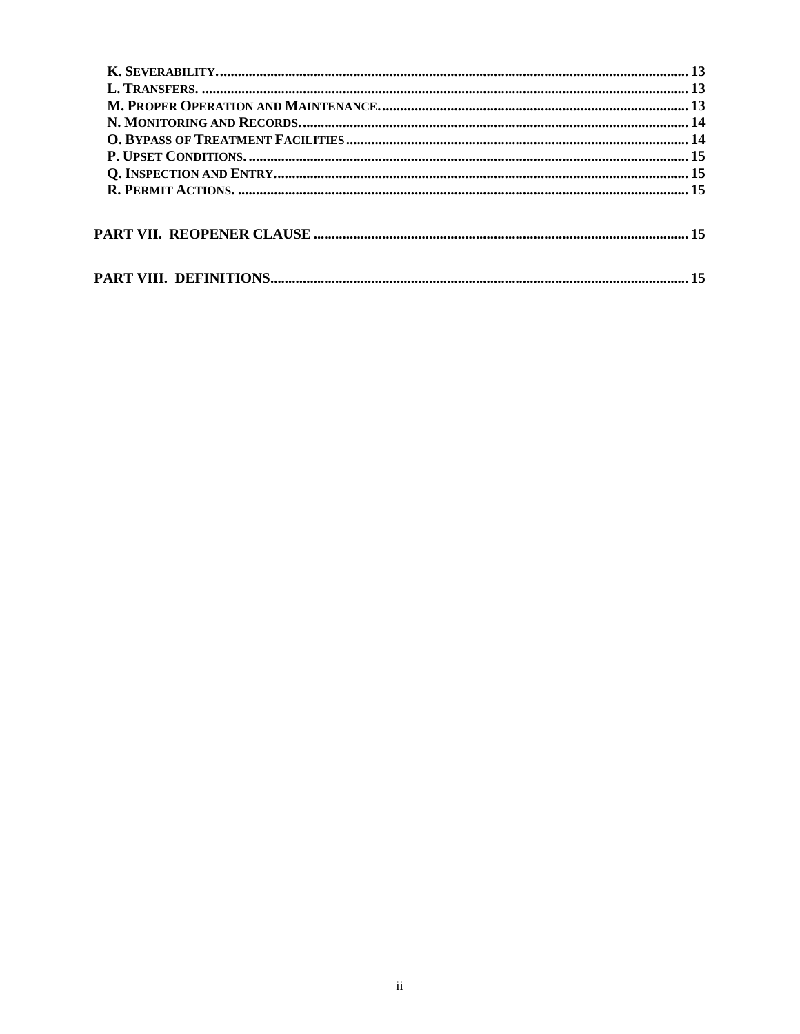**K. Severability.** ..... 13
**L. Transfers.** ..... 13
**M. Proper Operation and Maintenance.** ..... 13
**N. Monitoring and Records.** ..... 14
**O. Bypass of Treatment Facilities** ..... 14
**P. Upset Conditions.** ..... 15
**Q. Inspection and Entry.** ..... 15
**R. Permit Actions.** ..... 15

**PART VII. REOPENER CLAUSE** ..... 15

**PART VIII. DEFINITIONS** ..... 15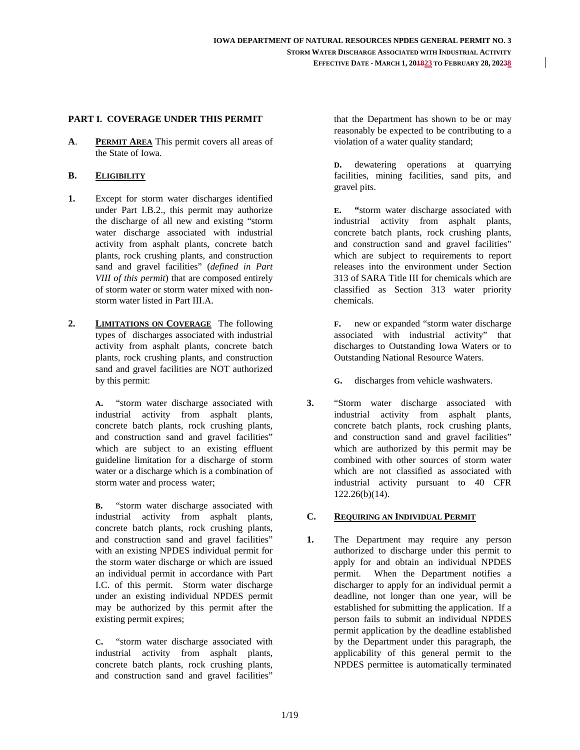## PART I. COVERAGE UNDER THIS PERMIT

**A**. **PERMIT AREA** This permit covers all areas of the State of Iowa.

**B. ELIGIBILITY**

**1.** Except for storm water discharges identified under Part I.B.2., this permit may authorize the discharge of all new and existing "storm water discharge associated with industrial activity from asphalt plants, concrete batch plants, rock crushing plants, and construction sand and gravel facilities" (*defined in Part VIII of this permit*) that are composed entirely of storm water or storm water mixed with non-storm water listed in Part III.A.

**2. LIMITATIONS ON COVERAGE** The following types of discharges associated with industrial activity from asphalt plants, concrete batch plants, rock crushing plants, and construction sand and gravel facilities are NOT authorized by this permit:

**A.** "storm water discharge associated with industrial activity from asphalt plants, concrete batch plants, rock crushing plants, and construction sand and gravel facilities" which are subject to an existing effluent guideline limitation for a discharge of storm water or a discharge which is a combination of storm water and process water;

**B.** "storm water discharge associated with industrial activity from asphalt plants, concrete batch plants, rock crushing plants, and construction sand and gravel facilities" with an existing NPDES individual permit for the storm water discharge or which are issued an individual permit in accordance with Part I.C. of this permit. Storm water discharge under an existing individual NPDES permit may be authorized by this permit after the existing permit expires;

**C.** "storm water discharge associated with industrial activity from asphalt plants, concrete batch plants, rock crushing plants, and construction sand and gravel facilities" that the Department has shown to be or may reasonably be expected to be contributing to a violation of a water quality standard;

**D.** dewatering operations at quarrying facilities, mining facilities, sand pits, and gravel pits.

**E.** "storm water discharge associated with industrial activity from asphalt plants, concrete batch plants, rock crushing plants, and construction sand and gravel facilities" which are subject to requirements to report releases into the environment under Section 313 of SARA Title III for chemicals which are classified as Section 313 water priority chemicals.

**F.** new or expanded "storm water discharge associated with industrial activity" that discharges to Outstanding Iowa Waters or to Outstanding National Resource Waters.

**G.** discharges from vehicle washwaters.

**3.** "Storm water discharge associated with industrial activity from asphalt plants, concrete batch plants, rock crushing plants, and construction sand and gravel facilities" which are authorized by this permit may be combined with other sources of storm water which are not classified as associated with industrial activity pursuant to 40 CFR 122.26(b)(14).

**C. REQUIRING AN INDIVIDUAL PERMIT**

**1.** The Department may require any person authorized to discharge under this permit to apply for and obtain an individual NPDES permit. When the Department notifies a discharger to apply for an individual permit a deadline, not longer than one year, will be established for submitting the application. If a person fails to submit an individual NPDES permit application by the deadline established by the Department under this paragraph, the applicability of this general permit to the NPDES permittee is automatically terminated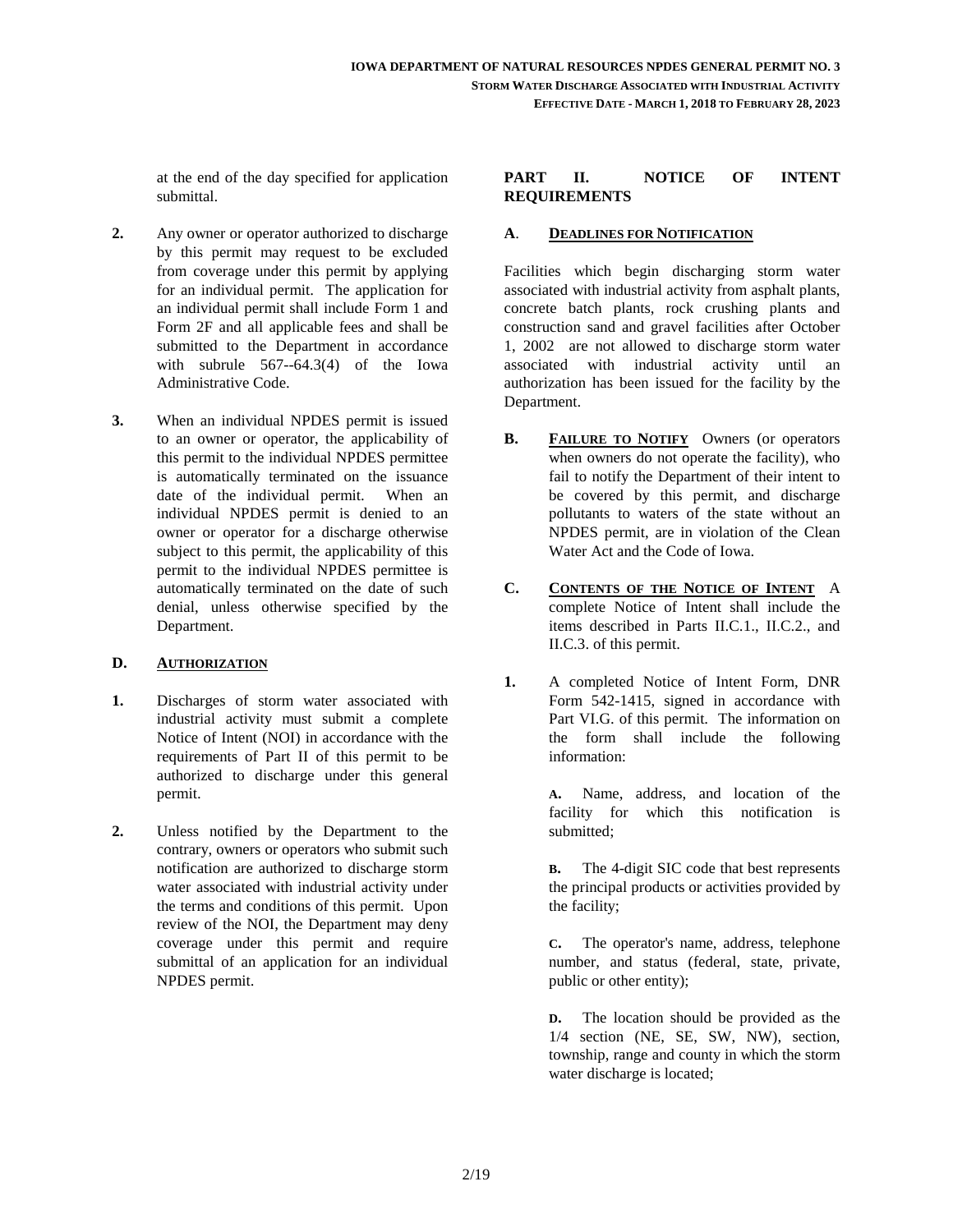at the end of the day specified for application submittal.

2. Any owner or operator authorized to discharge by this permit may request to be excluded from coverage under this permit by applying for an individual permit. The application for an individual permit shall include Form 1 and Form 2F and all applicable fees and shall be submitted to the Department in accordance with subrule 567--64.3(4) of the Iowa Administrative Code.

3. When an individual NPDES permit is issued to an owner or operator, the applicability of this permit to the individual NPDES permittee is automatically terminated on the issuance date of the individual permit. When an individual NPDES permit is denied to an owner or operator for a discharge otherwise subject to this permit, the applicability of this permit to the individual NPDES permittee is automatically terminated on the date of such denial, unless otherwise specified by the Department.

### D. AUTHORIZATION

1. Discharges of storm water associated with industrial activity must submit a complete Notice of Intent (NOI) in accordance with the requirements of Part II of this permit to be authorized to discharge under this general permit.

2. Unless notified by the Department to the contrary, owners or operators who submit such notification are authorized to discharge storm water associated with industrial activity under the terms and conditions of this permit. Upon review of the NOI, the Department may deny coverage under this permit and require submittal of an application for an individual NPDES permit.

## PART II. NOTICE OF INTENT REQUIREMENTS

### A. DEADLINES FOR NOTIFICATION

Facilities which begin discharging storm water associated with industrial activity from asphalt plants, concrete batch plants, rock crushing plants and construction sand and gravel facilities after October 1, 2002 are not allowed to discharge storm water associated with industrial activity until an authorization has been issued for the facility by the Department.

**B. FAILURE TO NOTIFY** Owners (or operators when owners do not operate the facility), who fail to notify the Department of their intent to be covered by this permit, and discharge pollutants to waters of the state without an NPDES permit, are in violation of the Clean Water Act and the Code of Iowa.

**C. CONTENTS OF THE NOTICE OF INTENT** A complete Notice of Intent shall include the items described in Parts II.C.1., II.C.2., and II.C.3. of this permit.

1. A completed Notice of Intent Form, DNR Form 542-1415, signed in accordance with Part VI.G. of this permit. The information on the form shall include the following information:

   **A.** Name, address, and location of the facility for which this notification is submitted;

   **B.** The 4-digit SIC code that best represents the principal products or activities provided by the facility;

   **C.** The operator's name, address, telephone number, and status (federal, state, private, public or other entity);

   **D.** The location should be provided as the 1/4 section (NE, SE, SW, NW), section, township, range and county in which the storm water discharge is located;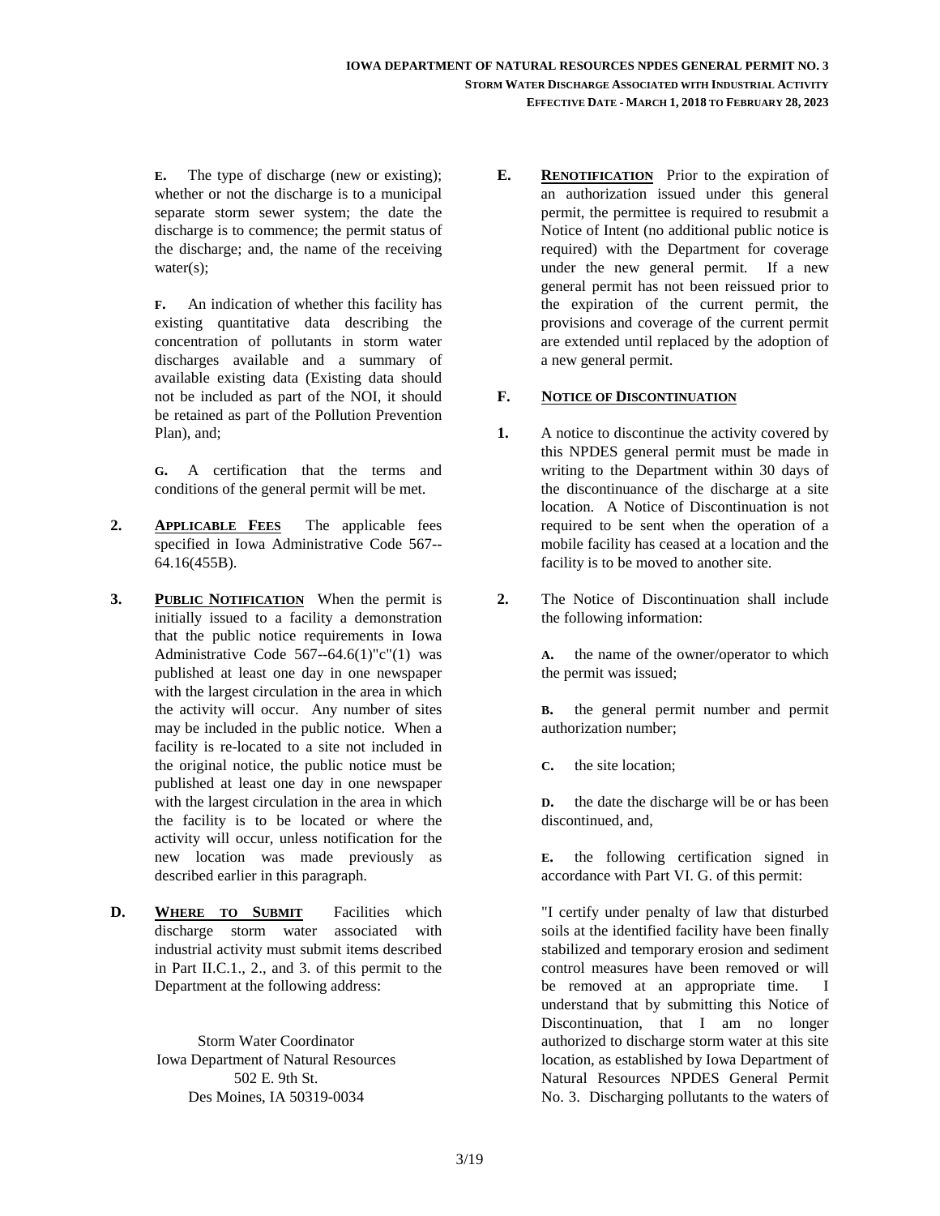**E.** The type of discharge (new or existing); whether or not the discharge is to a municipal separate storm sewer system; the date the discharge is to commence; the permit status of the discharge; and, the name of the receiving water(s);

**F.** An indication of whether this facility has existing quantitative data describing the concentration of pollutants in storm water discharges available and a summary of available existing data (Existing data should not be included as part of the NOI, it should be retained as part of the Pollution Prevention Plan), and;

**G.** A certification that the terms and conditions of the general permit will be met.

**2.** **APPLICABLE FEES** The applicable fees specified in Iowa Administrative Code 567--64.16(455B).

**3.** **PUBLIC NOTIFICATION** When the permit is initially issued to a facility a demonstration that the public notice requirements in Iowa Administrative Code 567--64.6(1)"c"(1) was published at least one day in one newspaper with the largest circulation in the area in which the activity will occur. Any number of sites may be included in the public notice. When a facility is re-located to a site not included in the original notice, the public notice must be published at least one day in one newspaper with the largest circulation in the area in which the facility is to be located or where the activity will occur, unless notification for the new location was made previously as described earlier in this paragraph.

**D.** **WHERE TO SUBMIT** Facilities which discharge storm water associated with industrial activity must submit items described in Part II.C.1., 2., and 3. of this permit to the Department at the following address:

Storm Water Coordinator
Iowa Department of Natural Resources
502 E. 9th St.
Des Moines, IA 50319-0034

**E.** **RENOTIFICATION** Prior to the expiration of an authorization issued under this general permit, the permittee is required to resubmit a Notice of Intent (no additional public notice is required) with the Department for coverage under the new general permit. If a new general permit has not been reissued prior to the expiration of the current permit, the provisions and coverage of the current permit are extended until replaced by the adoption of a new general permit.

**F.** **NOTICE OF DISCONTINUATION**

**1.** A notice to discontinue the activity covered by this NPDES general permit must be made in writing to the Department within 30 days of the discontinuance of the discharge at a site location. A Notice of Discontinuation is not required to be sent when the operation of a mobile facility has ceased at a location and the facility is to be moved to another site.

**2.** The Notice of Discontinuation shall include the following information:

**A.** the name of the owner/operator to which the permit was issued;

**B.** the general permit number and permit authorization number;

**C.** the site location;

**D.** the date the discharge will be or has been discontinued, and,

**E.** the following certification signed in accordance with Part VI. G. of this permit:

"I certify under penalty of law that disturbed soils at the identified facility have been finally stabilized and temporary erosion and sediment control measures have been removed or will be removed at an appropriate time. I understand that by submitting this Notice of Discontinuation, that I am no longer authorized to discharge storm water at this site location, as established by Iowa Department of Natural Resources NPDES General Permit No. 3. Discharging pollutants to the waters of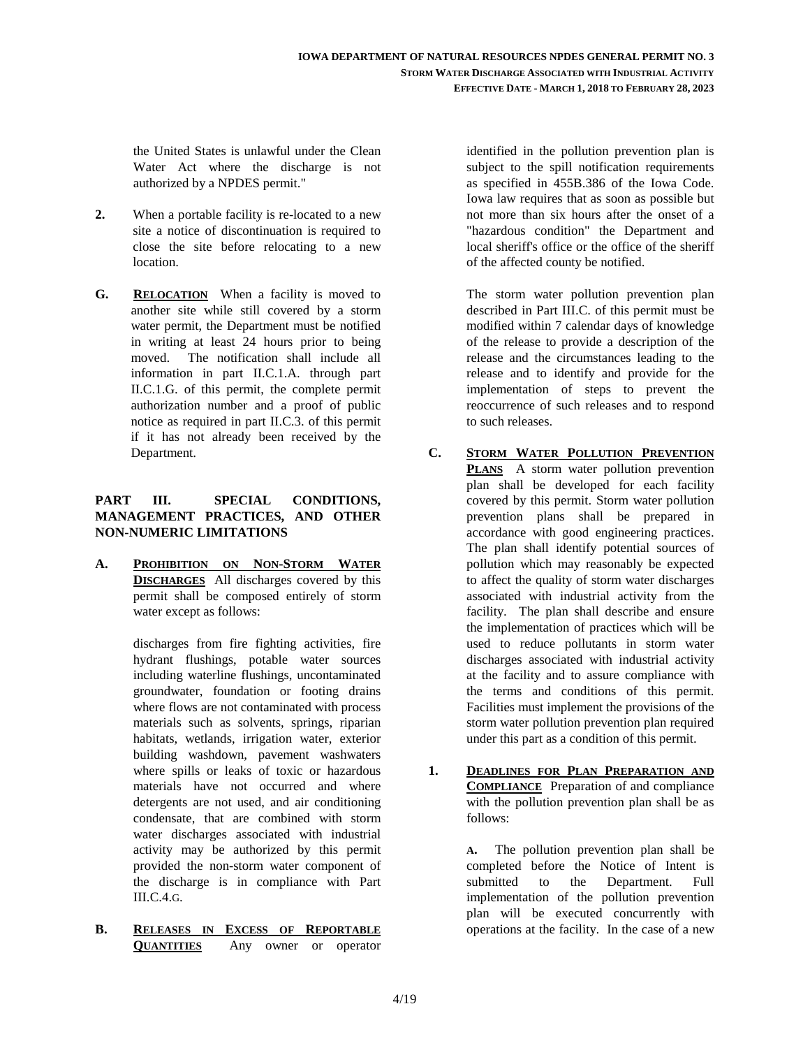the United States is unlawful under the Clean Water Act where the discharge is not authorized by a NPDES permit."

**2.** When a portable facility is re-located to a new site a notice of discontinuation is required to close the site before relocating to a new location.

**G. RELOCATION** When a facility is moved to another site while still covered by a storm water permit, the Department must be notified in writing at least 24 hours prior to being moved. The notification shall include all information in part II.C.1.A. through part II.C.1.G. of this permit, the complete permit authorization number and a proof of public notice as required in part II.C.3. of this permit if it has not already been received by the Department.

## PART III. SPECIAL CONDITIONS, MANAGEMENT PRACTICES, AND OTHER NON-NUMERIC LIMITATIONS

**A. PROHIBITION ON NON-STORM WATER DISCHARGES** All discharges covered by this permit shall be composed entirely of storm water except as follows:

discharges from fire fighting activities, fire hydrant flushings, potable water sources including waterline flushings, uncontaminated groundwater, foundation or footing drains where flows are not contaminated with process materials such as solvents, springs, riparian habitats, wetlands, irrigation water, exterior building washdown, pavement washwaters where spills or leaks of toxic or hazardous materials have not occurred and where detergents are not used, and air conditioning condensate, that are combined with storm water discharges associated with industrial activity may be authorized by this permit provided the non-storm water component of the discharge is in compliance with Part III.C.4.G.

**B. RELEASES IN EXCESS OF REPORTABLE QUANTITIES** Any owner or operator identified in the pollution prevention plan is subject to the spill notification requirements as specified in 455B.386 of the Iowa Code. Iowa law requires that as soon as possible but not more than six hours after the onset of a "hazardous condition" the Department and local sheriff's office or the office of the sheriff of the affected county be notified.

The storm water pollution prevention plan described in Part III.C. of this permit must be modified within 7 calendar days of knowledge of the release to provide a description of the release and the circumstances leading to the release and to identify and provide for the implementation of steps to prevent the reoccurrence of such releases and to respond to such releases.

**C. STORM WATER POLLUTION PREVENTION PLANS** A storm water pollution prevention plan shall be developed for each facility covered by this permit. Storm water pollution prevention plans shall be prepared in accordance with good engineering practices. The plan shall identify potential sources of pollution which may reasonably be expected to affect the quality of storm water discharges associated with industrial activity from the facility. The plan shall describe and ensure the implementation of practices which will be used to reduce pollutants in storm water discharges associated with industrial activity at the facility and to assure compliance with the terms and conditions of this permit. Facilities must implement the provisions of the storm water pollution prevention plan required under this part as a condition of this permit.

**1. DEADLINES FOR PLAN PREPARATION AND COMPLIANCE** Preparation of and compliance with the pollution prevention plan shall be as follows:

**A.** The pollution prevention plan shall be completed before the Notice of Intent is submitted to the Department. Full implementation of the pollution prevention plan will be executed concurrently with operations at the facility. In the case of a new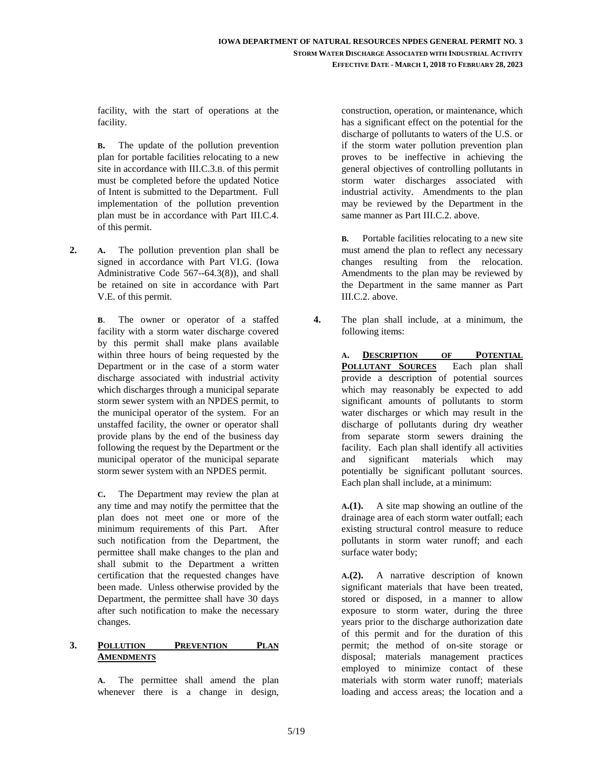facility, with the start of operations at the facility.

**B.** The update of the pollution prevention plan for portable facilities relocating to a new site in accordance with III.C.3.B. of this permit must be completed before the updated Notice of Intent is submitted to the Department. Full implementation of the pollution prevention plan must be in accordance with Part III.C.4. of this permit.

**2.** **A.** The pollution prevention plan shall be signed in accordance with Part VI.G. (Iowa Administrative Code 567--64.3(8)), and shall be retained on site in accordance with Part V.E. of this permit.

**B**. The owner or operator of a staffed facility with a storm water discharge covered by this permit shall make plans available within three hours of being requested by the Department or in the case of a storm water discharge associated with industrial activity which discharges through a municipal separate storm sewer system with an NPDES permit, to the municipal operator of the system. For an unstaffed facility, the owner or operator shall provide plans by the end of the business day following the request by the Department or the municipal operator of the municipal separate storm sewer system with an NPDES permit.

**C.** The Department may review the plan at any time and may notify the permittee that the plan does not meet one or more of the minimum requirements of this Part. After such notification from the Department, the permittee shall make changes to the plan and shall submit to the Department a written certification that the requested changes have been made. Unless otherwise provided by the Department, the permittee shall have 30 days after such notification to make the necessary changes.

**3.** **<u>POLLUTION PREVENTION PLAN AMENDMENTS</u>**

**A.** The permittee shall amend the plan whenever there is a change in design, construction, operation, or maintenance, which has a significant effect on the potential for the discharge of pollutants to waters of the U.S. or if the storm water pollution prevention plan proves to be ineffective in achieving the general objectives of controlling pollutants in storm water discharges associated with industrial activity. Amendments to the plan may be reviewed by the Department in the same manner as Part III.C.2. above.

**B.** Portable facilities relocating to a new site must amend the plan to reflect any necessary changes resulting from the relocation. Amendments to the plan may be reviewed by the Department in the same manner as Part III.C.2. above.

**4.** The plan shall include, at a minimum, the following items:

**A. <u>DESCRIPTION OF POTENTIAL POLLUTANT SOURCES</u>** Each plan shall provide a description of potential sources which may reasonably be expected to add significant amounts of pollutants to storm water discharges or which may result in the discharge of pollutants during dry weather from separate storm sewers draining the facility. Each plan shall identify all activities and significant materials which may potentially be significant pollutant sources. Each plan shall include, at a minimum:

**A.(1).** A site map showing an outline of the drainage area of each storm water outfall; each existing structural control measure to reduce pollutants in storm water runoff; and each surface water body;

**A.(2).** A narrative description of known significant materials that have been treated, stored or disposed, in a manner to allow exposure to storm water, during the three years prior to the discharge authorization date of this permit and for the duration of this permit; the method of on-site storage or disposal; materials management practices employed to minimize contact of these materials with storm water runoff; materials loading and access areas; the location and a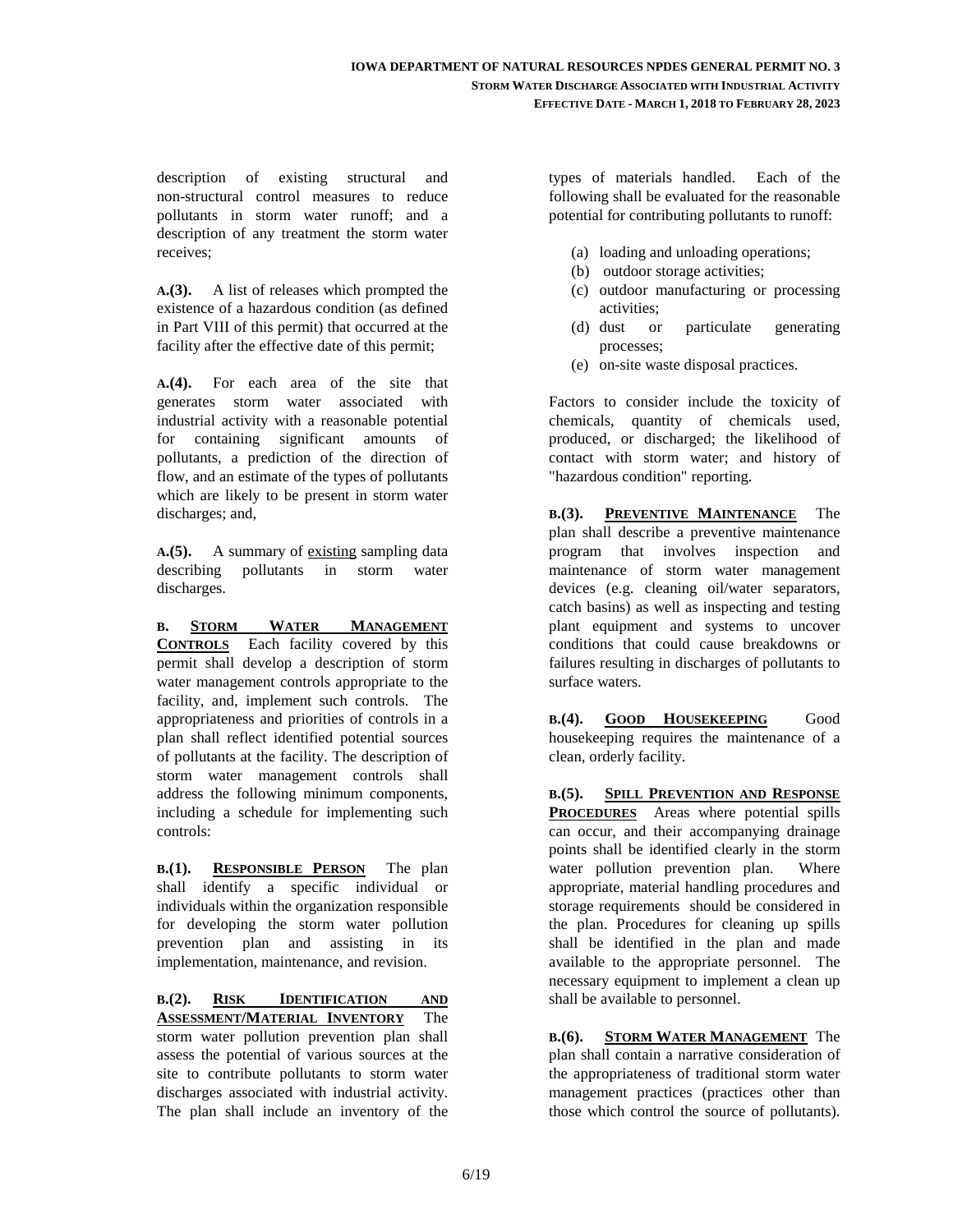description of existing structural and non-structural control measures to reduce pollutants in storm water runoff; and a description of any treatment the storm water receives;

**A.(3).** A list of releases which prompted the existence of a hazardous condition (as defined in Part VIII of this permit) that occurred at the facility after the effective date of this permit;

**A.(4).** For each area of the site that generates storm water associated with industrial activity with a reasonable potential for containing significant amounts of pollutants, a prediction of the direction of flow, and an estimate of the types of pollutants which are likely to be present in storm water discharges; and,

**A.(5).** A summary of existing sampling data describing pollutants in storm water discharges.

**B. STORM WATER MANAGEMENT CONTROLS** Each facility covered by this permit shall develop a description of storm water management controls appropriate to the facility, and, implement such controls. The appropriateness and priorities of controls in a plan shall reflect identified potential sources of pollutants at the facility. The description of storm water management controls shall address the following minimum components, including a schedule for implementing such controls:

**B.(1). RESPONSIBLE PERSON** The plan shall identify a specific individual or individuals within the organization responsible for developing the storm water pollution prevention plan and assisting in its implementation, maintenance, and revision.

**B.(2). RISK IDENTIFICATION AND ASSESSMENT/MATERIAL INVENTORY** The storm water pollution prevention plan shall assess the potential of various sources at the site to contribute pollutants to storm water discharges associated with industrial activity. The plan shall include an inventory of the types of materials handled. Each of the following shall be evaluated for the reasonable potential for contributing pollutants to runoff:

(a) loading and unloading operations;
(b) outdoor storage activities;
(c) outdoor manufacturing or processing activities;
(d) dust or particulate generating processes;
(e) on-site waste disposal practices.

Factors to consider include the toxicity of chemicals, quantity of chemicals used, produced, or discharged; the likelihood of contact with storm water; and history of "hazardous condition" reporting.

**B.(3). PREVENTIVE MAINTENANCE** The plan shall describe a preventive maintenance program that involves inspection and maintenance of storm water management devices (e.g. cleaning oil/water separators, catch basins) as well as inspecting and testing plant equipment and systems to uncover conditions that could cause breakdowns or failures resulting in discharges of pollutants to surface waters.

**B.(4). GOOD HOUSEKEEPING** Good housekeeping requires the maintenance of a clean, orderly facility.

**B.(5). SPILL PREVENTION AND RESPONSE PROCEDURES** Areas where potential spills can occur, and their accompanying drainage points shall be identified clearly in the storm water pollution prevention plan. Where appropriate, material handling procedures and storage requirements should be considered in the plan. Procedures for cleaning up spills shall be identified in the plan and made available to the appropriate personnel. The necessary equipment to implement a clean up shall be available to personnel.

**B.(6). STORM WATER MANAGEMENT** The plan shall contain a narrative consideration of the appropriateness of traditional storm water management practices (practices other than those which control the source of pollutants).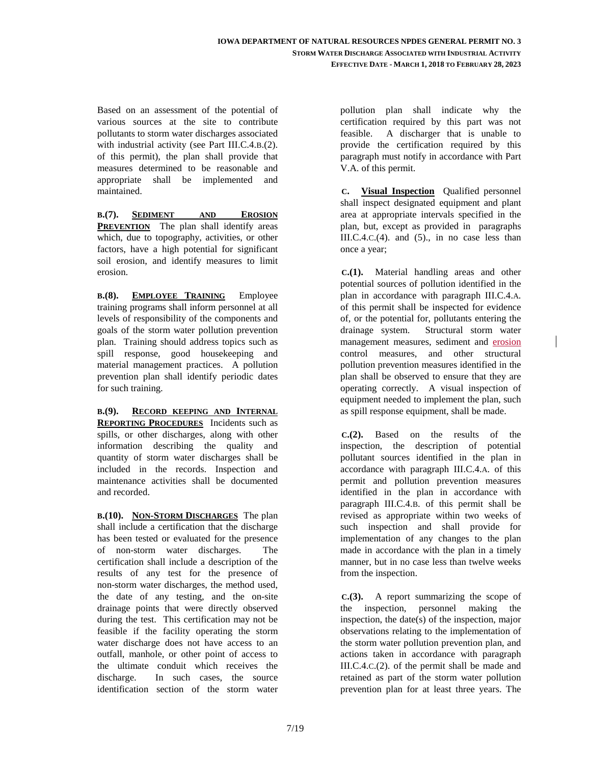Based on an assessment of the potential of various sources at the site to contribute pollutants to storm water discharges associated with industrial activity (see Part III.C.4.B.(2). of this permit), the plan shall provide that measures determined to be reasonable and appropriate shall be implemented and maintained.

**B.(7).** **SEDIMENT AND EROSION PREVENTION** The plan shall identify areas which, due to topography, activities, or other factors, have a high potential for significant soil erosion, and identify measures to limit erosion.

**B.(8).** **EMPLOYEE TRAINING** Employee training programs shall inform personnel at all levels of responsibility of the components and goals of the storm water pollution prevention plan. Training should address topics such as spill response, good housekeeping and material management practices. A pollution prevention plan shall identify periodic dates for such training.

**B.(9).** **RECORD KEEPING AND INTERNAL REPORTING PROCEDURES** Incidents such as spills, or other discharges, along with other information describing the quality and quantity of storm water discharges shall be included in the records. Inspection and maintenance activities shall be documented and recorded.

**B.(10).** **NON-STORM DISCHARGES** The plan shall include a certification that the discharge has been tested or evaluated for the presence of non-storm water discharges. The certification shall include a description of the results of any test for the presence of non-storm water discharges, the method used, the date of any testing, and the on-site drainage points that were directly observed during the test. This certification may not be feasible if the facility operating the storm water discharge does not have access to an outfall, manhole, or other point of access to the ultimate conduit which receives the discharge. In such cases, the source identification section of the storm water pollution plan shall indicate why the certification required by this part was not feasible. A discharger that is unable to provide the certification required by this paragraph must notify in accordance with Part V.A. of this permit.

**C.** **Visual Inspection** Qualified personnel shall inspect designated equipment and plant area at appropriate intervals specified in the plan, but, except as provided in paragraphs III.C.4.C.(4). and (5)., in no case less than once a year;

**C.(1).** Material handling areas and other potential sources of pollution identified in the plan in accordance with paragraph III.C.4.A. of this permit shall be inspected for evidence of, or the potential for, pollutants entering the drainage system. Structural storm water management measures, sediment and erosion control measures, and other structural pollution prevention measures identified in the plan shall be observed to ensure that they are operating correctly. A visual inspection of equipment needed to implement the plan, such as spill response equipment, shall be made.

**C.(2).** Based on the results of the inspection, the description of potential pollutant sources identified in the plan in accordance with paragraph III.C.4.A. of this permit and pollution prevention measures identified in the plan in accordance with paragraph III.C.4.B. of this permit shall be revised as appropriate within two weeks of such inspection and shall provide for implementation of any changes to the plan made in accordance with the plan in a timely manner, but in no case less than twelve weeks from the inspection.

**C.(3).** A report summarizing the scope of the inspection, personnel making the inspection, the date(s) of the inspection, major observations relating to the implementation of the storm water pollution prevention plan, and actions taken in accordance with paragraph III.C.4.C.(2). of the permit shall be made and retained as part of the storm water pollution prevention plan for at least three years. The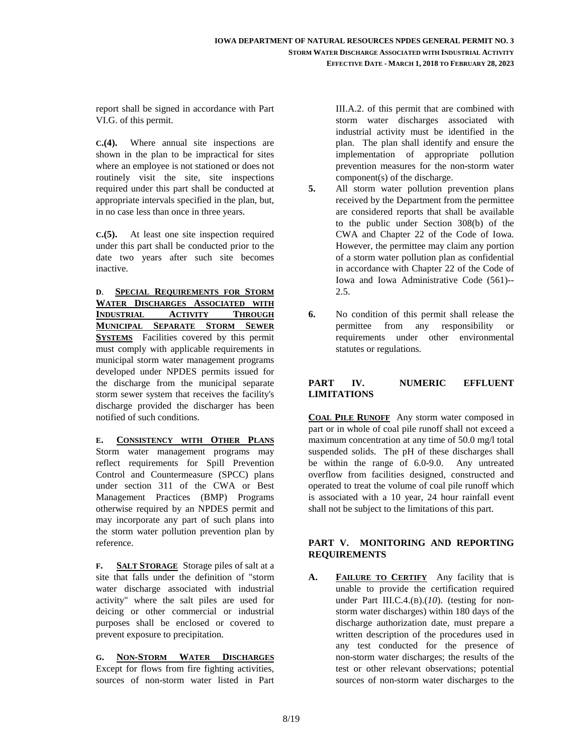report shall be signed in accordance with Part VI.G. of this permit.

**C.(4).** Where annual site inspections are shown in the plan to be impractical for sites where an employee is not stationed or does not routinely visit the site, site inspections required under this part shall be conducted at appropriate intervals specified in the plan, but, in no case less than once in three years.

**C.(5).** At least one site inspection required under this part shall be conducted prior to the date two years after such site becomes inactive.

**D. SPECIAL REQUIREMENTS FOR STORM WATER DISCHARGES ASSOCIATED WITH INDUSTRIAL ACTIVITY THROUGH MUNICIPAL SEPARATE STORM SEWER SYSTEMS** Facilities covered by this permit must comply with applicable requirements in municipal storm water management programs developed under NPDES permits issued for the discharge from the municipal separate storm sewer system that receives the facility's discharge provided the discharger has been notified of such conditions.

**E. CONSISTENCY WITH OTHER PLANS** Storm water management programs may reflect requirements for Spill Prevention Control and Countermeasure (SPCC) plans under section 311 of the CWA or Best Management Practices (BMP) Programs otherwise required by an NPDES permit and may incorporate any part of such plans into the storm water pollution prevention plan by reference.

**F. SALT STORAGE** Storage piles of salt at a site that falls under the definition of "storm water discharge associated with industrial activity" where the salt piles are used for deicing or other commercial or industrial purposes shall be enclosed or covered to prevent exposure to precipitation.

**G. NON-STORM WATER DISCHARGES** Except for flows from fire fighting activities, sources of non-storm water listed in Part III.A.2. of this permit that are combined with storm water discharges associated with industrial activity must be identified in the plan. The plan shall identify and ensure the implementation of appropriate pollution prevention measures for the non-storm water component(s) of the discharge.

**5.** All storm water pollution prevention plans received by the Department from the permittee are considered reports that shall be available to the public under Section 308(b) of the CWA and Chapter 22 of the Code of Iowa. However, the permittee may claim any portion of a storm water pollution plan as confidential in accordance with Chapter 22 of the Code of Iowa and Iowa Administrative Code (561)--2.5.

**6.** No condition of this permit shall release the permittee from any responsibility or requirements under other environmental statutes or regulations.

## PART IV. NUMERIC EFFLUENT LIMITATIONS

**COAL PILE RUNOFF** Any storm water composed in part or in whole of coal pile runoff shall not exceed a maximum concentration at any time of 50.0 mg/l total suspended solids. The pH of these discharges shall be within the range of 6.0-9.0. Any untreated overflow from facilities designed, constructed and operated to treat the volume of coal pile runoff which is associated with a 10 year, 24 hour rainfall event shall not be subject to the limitations of this part.

## PART V. MONITORING AND REPORTING REQUIREMENTS

**A. FAILURE TO CERTIFY** Any facility that is unable to provide the certification required under Part III.C.4.(B).(*10*). (testing for non-storm water discharges) within 180 days of the discharge authorization date, must prepare a written description of the procedures used in any test conducted for the presence of non-storm water discharges; the results of the test or other relevant observations; potential sources of non-storm water discharges to the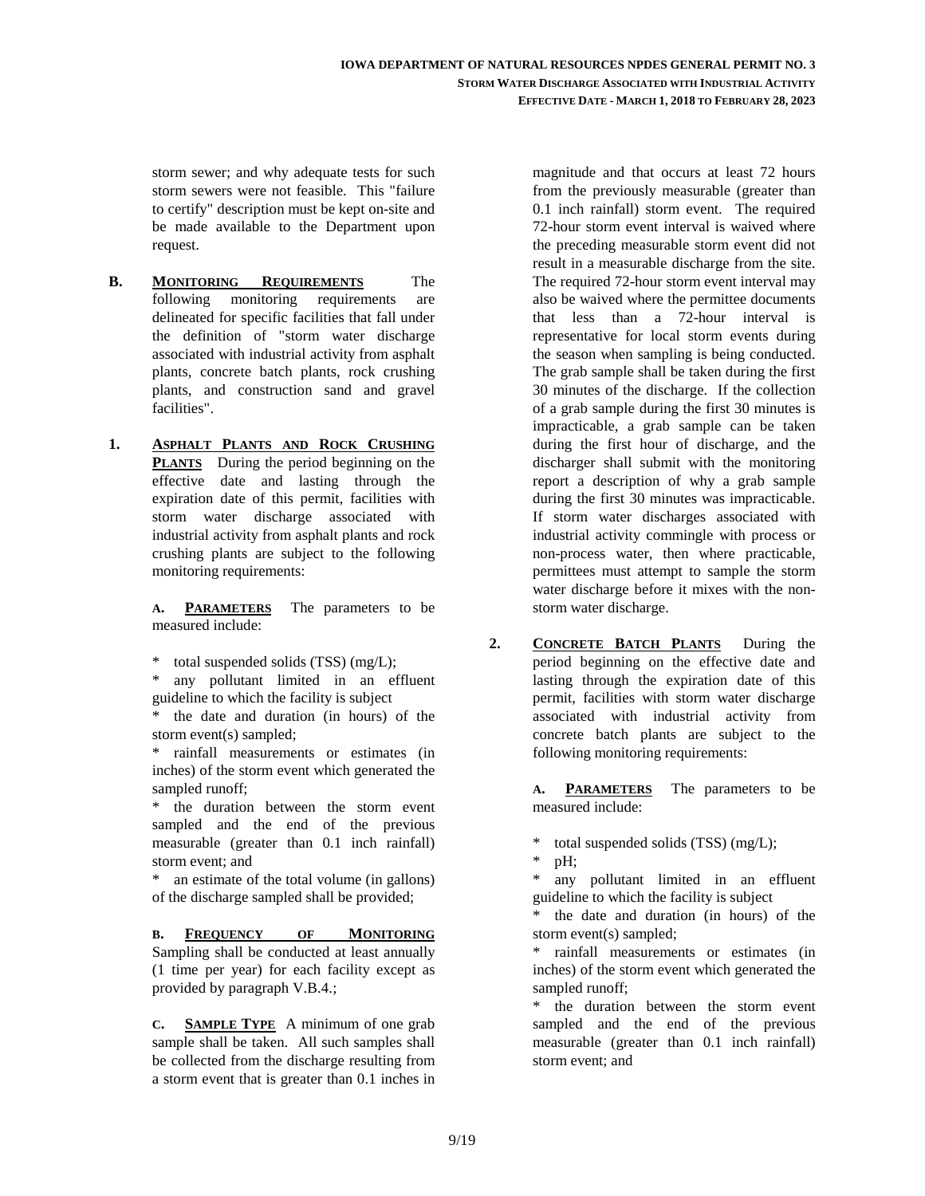storm sewer; and why adequate tests for such storm sewers were not feasible. This "failure to certify" description must be kept on-site and be made available to the Department upon request.

**B. MONITORING REQUIREMENTS** The following monitoring requirements are delineated for specific facilities that fall under the definition of "storm water discharge associated with industrial activity from asphalt plants, concrete batch plants, rock crushing plants, and construction sand and gravel facilities".

**1. ASPHALT PLANTS AND ROCK CRUSHING PLANTS** During the period beginning on the effective date and lasting through the expiration date of this permit, facilities with storm water discharge associated with industrial activity from asphalt plants and rock crushing plants are subject to the following monitoring requirements:

**A. PARAMETERS** The parameters to be measured include:

* total suspended solids (TSS) (mg/L);
* any pollutant limited in an effluent guideline to which the facility is subject
* the date and duration (in hours) of the storm event(s) sampled;
* rainfall measurements or estimates (in inches) of the storm event which generated the sampled runoff;
* the duration between the storm event sampled and the end of the previous measurable (greater than 0.1 inch rainfall) storm event; and
* an estimate of the total volume (in gallons) of the discharge sampled shall be provided;

**B. FREQUENCY OF MONITORING** Sampling shall be conducted at least annually (1 time per year) for each facility except as provided by paragraph V.B.4.;

**C. SAMPLE TYPE** A minimum of one grab sample shall be taken. All such samples shall be collected from the discharge resulting from a storm event that is greater than 0.1 inches in magnitude and that occurs at least 72 hours from the previously measurable (greater than 0.1 inch rainfall) storm event. The required 72-hour storm event interval is waived where the preceding measurable storm event did not result in a measurable discharge from the site. The required 72-hour storm event interval may also be waived where the permittee documents that less than a 72-hour interval is representative for local storm events during the season when sampling is being conducted. The grab sample shall be taken during the first 30 minutes of the discharge. If the collection of a grab sample during the first 30 minutes is impracticable, a grab sample can be taken during the first hour of discharge, and the discharger shall submit with the monitoring report a description of why a grab sample during the first 30 minutes was impracticable. If storm water discharges associated with industrial activity commingle with process or non-process water, then where practicable, permittees must attempt to sample the storm water discharge before it mixes with the non-storm water discharge.

**2. CONCRETE BATCH PLANTS** During the period beginning on the effective date and lasting through the expiration date of this permit, facilities with storm water discharge associated with industrial activity from concrete batch plants are subject to the following monitoring requirements:

**A. PARAMETERS** The parameters to be measured include:

* total suspended solids (TSS) (mg/L);
* pH;
* any pollutant limited in an effluent guideline to which the facility is subject
* the date and duration (in hours) of the storm event(s) sampled;
* rainfall measurements or estimates (in inches) of the storm event which generated the sampled runoff;
* the duration between the storm event sampled and the end of the previous measurable (greater than 0.1 inch rainfall) storm event; and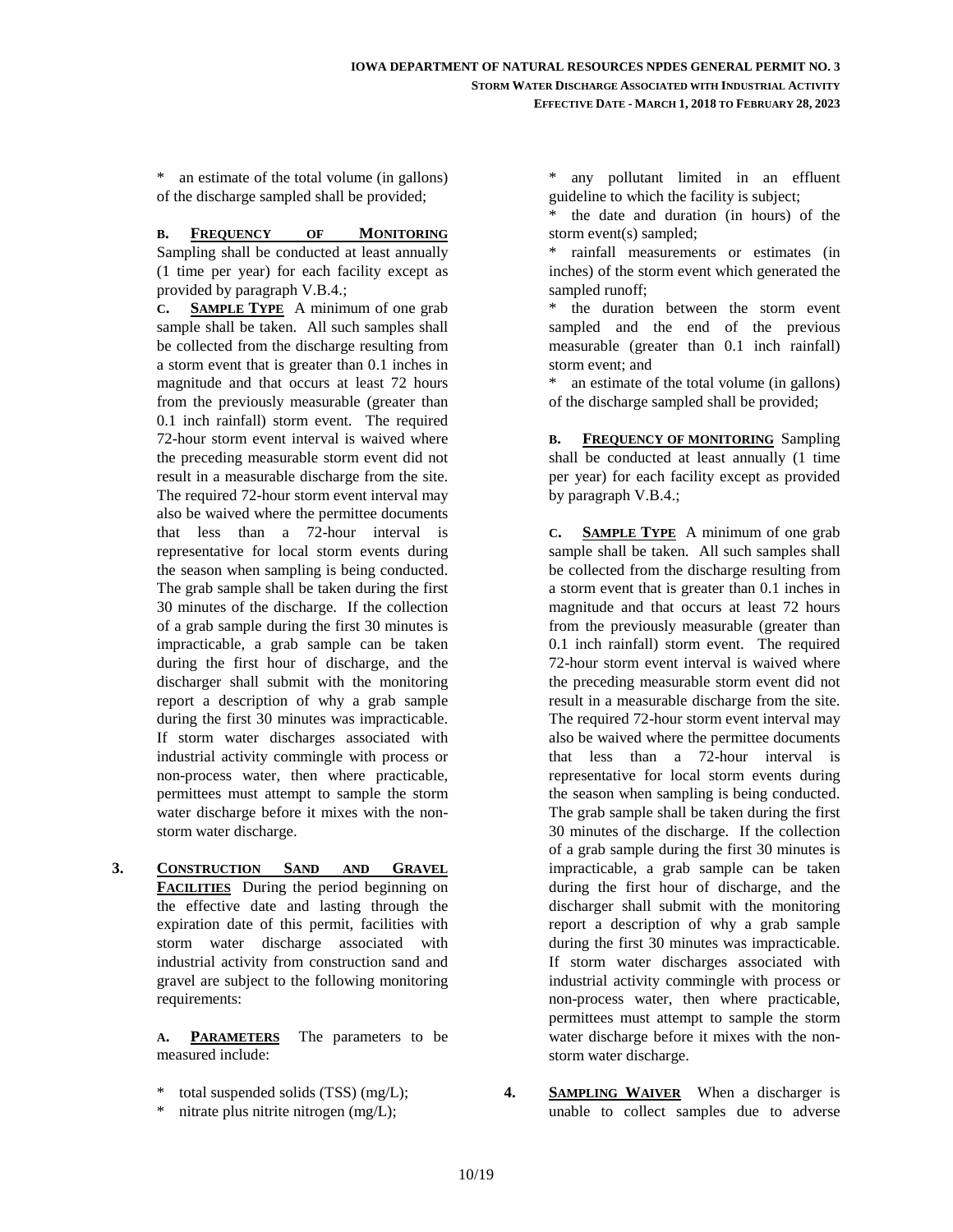\* an estimate of the total volume (in gallons) of the discharge sampled shall be provided;

**B. FREQUENCY OF MONITORING** Sampling shall be conducted at least annually (1 time per year) for each facility except as provided by paragraph V.B.4.;

**C. SAMPLE TYPE** A minimum of one grab sample shall be taken. All such samples shall be collected from the discharge resulting from a storm event that is greater than 0.1 inches in magnitude and that occurs at least 72 hours from the previously measurable (greater than 0.1 inch rainfall) storm event. The required 72-hour storm event interval is waived where the preceding measurable storm event did not result in a measurable discharge from the site. The required 72-hour storm event interval may also be waived where the permittee documents that less than a 72-hour interval is representative for local storm events during the season when sampling is being conducted. The grab sample shall be taken during the first 30 minutes of the discharge. If the collection of a grab sample during the first 30 minutes is impracticable, a grab sample can be taken during the first hour of discharge, and the discharger shall submit with the monitoring report a description of why a grab sample during the first 30 minutes was impracticable. If storm water discharges associated with industrial activity commingle with process or non-process water, then where practicable, permittees must attempt to sample the storm water discharge before it mixes with the non-storm water discharge.

**3. CONSTRUCTION SAND AND GRAVEL FACILITIES** During the period beginning on the effective date and lasting through the expiration date of this permit, facilities with storm water discharge associated with industrial activity from construction sand and gravel are subject to the following monitoring requirements:

**A. PARAMETERS** The parameters to be measured include:

\* total suspended solids (TSS) (mg/L);
\* nitrate plus nitrite nitrogen (mg/L);
\* any pollutant limited in an effluent guideline to which the facility is subject;
\* the date and duration (in hours) of the storm event(s) sampled;
\* rainfall measurements or estimates (in inches) of the storm event which generated the sampled runoff;
\* the duration between the storm event sampled and the end of the previous measurable (greater than 0.1 inch rainfall) storm event; and
\* an estimate of the total volume (in gallons) of the discharge sampled shall be provided;

**B. FREQUENCY OF MONITORING** Sampling shall be conducted at least annually (1 time per year) for each facility except as provided by paragraph V.B.4.;

**C. SAMPLE TYPE** A minimum of one grab sample shall be taken. All such samples shall be collected from the discharge resulting from a storm event that is greater than 0.1 inches in magnitude and that occurs at least 72 hours from the previously measurable (greater than 0.1 inch rainfall) storm event. The required 72-hour storm event interval is waived where the preceding measurable storm event did not result in a measurable discharge from the site. The required 72-hour storm event interval may also be waived where the permittee documents that less than a 72-hour interval is representative for local storm events during the season when sampling is being conducted. The grab sample shall be taken during the first 30 minutes of the discharge. If the collection of a grab sample during the first 30 minutes is impracticable, a grab sample can be taken during the first hour of discharge, and the discharger shall submit with the monitoring report a description of why a grab sample during the first 30 minutes was impracticable. If storm water discharges associated with industrial activity commingle with process or non-process water, then where practicable, permittees must attempt to sample the storm water discharge before it mixes with the non-storm water discharge.

**4. SAMPLING WAIVER** When a discharger is unable to collect samples due to adverse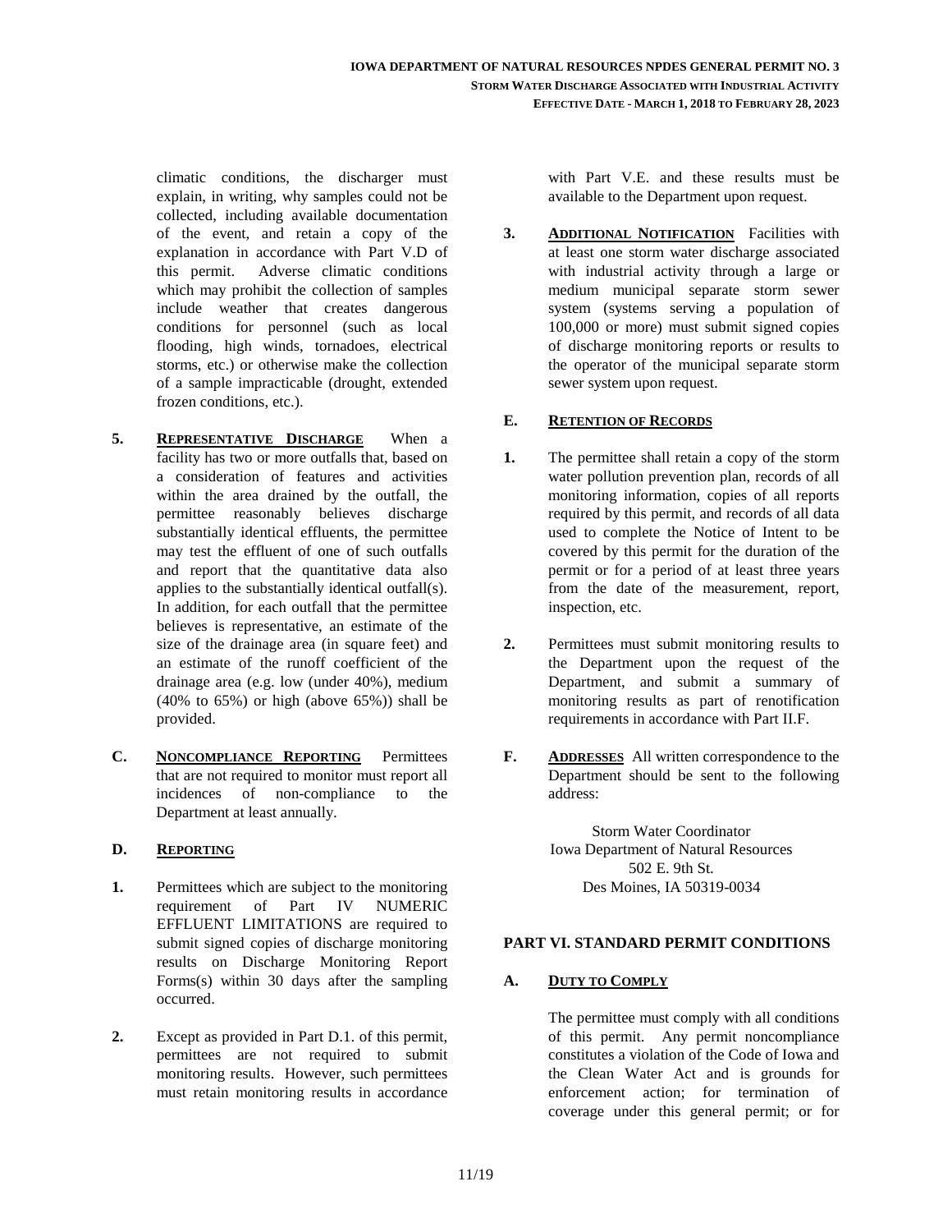climatic conditions, the discharger must explain, in writing, why samples could not be collected, including available documentation of the event, and retain a copy of the explanation in accordance with Part V.D of this permit. Adverse climatic conditions which may prohibit the collection of samples include weather that creates dangerous conditions for personnel (such as local flooding, high winds, tornadoes, electrical storms, etc.) or otherwise make the collection of a sample impracticable (drought, extended frozen conditions, etc.).

**5.** **REPRESENTATIVE DISCHARGE** When a facility has two or more outfalls that, based on a consideration of features and activities within the area drained by the outfall, the permittee reasonably believes discharge substantially identical effluents, the permittee may test the effluent of one of such outfalls and report that the quantitative data also applies to the substantially identical outfall(s). In addition, for each outfall that the permittee believes is representative, an estimate of the size of the drainage area (in square feet) and an estimate of the runoff coefficient of the drainage area (e.g. low (under 40%), medium (40% to 65%) or high (above 65%)) shall be provided.

**C.** **NONCOMPLIANCE REPORTING** Permittees that are not required to monitor must report all incidences of non-compliance to the Department at least annually.

**D.** **REPORTING**

**1.** Permittees which are subject to the monitoring requirement of Part IV NUMERIC EFFLUENT LIMITATIONS are required to submit signed copies of discharge monitoring results on Discharge Monitoring Report Forms(s) within 30 days after the sampling occurred.

**2.** Except as provided in Part D.1. of this permit, permittees are not required to submit monitoring results. However, such permittees must retain monitoring results in accordance with Part V.E. and these results must be available to the Department upon request.

**3.** **ADDITIONAL NOTIFICATION** Facilities with at least one storm water discharge associated with industrial activity through a large or medium municipal separate storm sewer system (systems serving a population of 100,000 or more) must submit signed copies of discharge monitoring reports or results to the operator of the municipal separate storm sewer system upon request.

**E.** **RETENTION OF RECORDS**

**1.** The permittee shall retain a copy of the storm water pollution prevention plan, records of all monitoring information, copies of all reports required by this permit, and records of all data used to complete the Notice of Intent to be covered by this permit for the duration of the permit or for a period of at least three years from the date of the measurement, report, inspection, etc.

**2.** Permittees must submit monitoring results to the Department upon the request of the Department, and submit a summary of monitoring results as part of renotification requirements in accordance with Part II.F.

**F.** **ADDRESSES** All written correspondence to the Department should be sent to the following address:

Storm Water Coordinator
Iowa Department of Natural Resources
502 E. 9th St.
Des Moines, IA 50319-0034

## PART VI. STANDARD PERMIT CONDITIONS

**A.** **DUTY TO COMPLY**

The permittee must comply with all conditions of this permit. Any permit noncompliance constitutes a violation of the Code of Iowa and the Clean Water Act and is grounds for enforcement action; for termination of coverage under this general permit; or for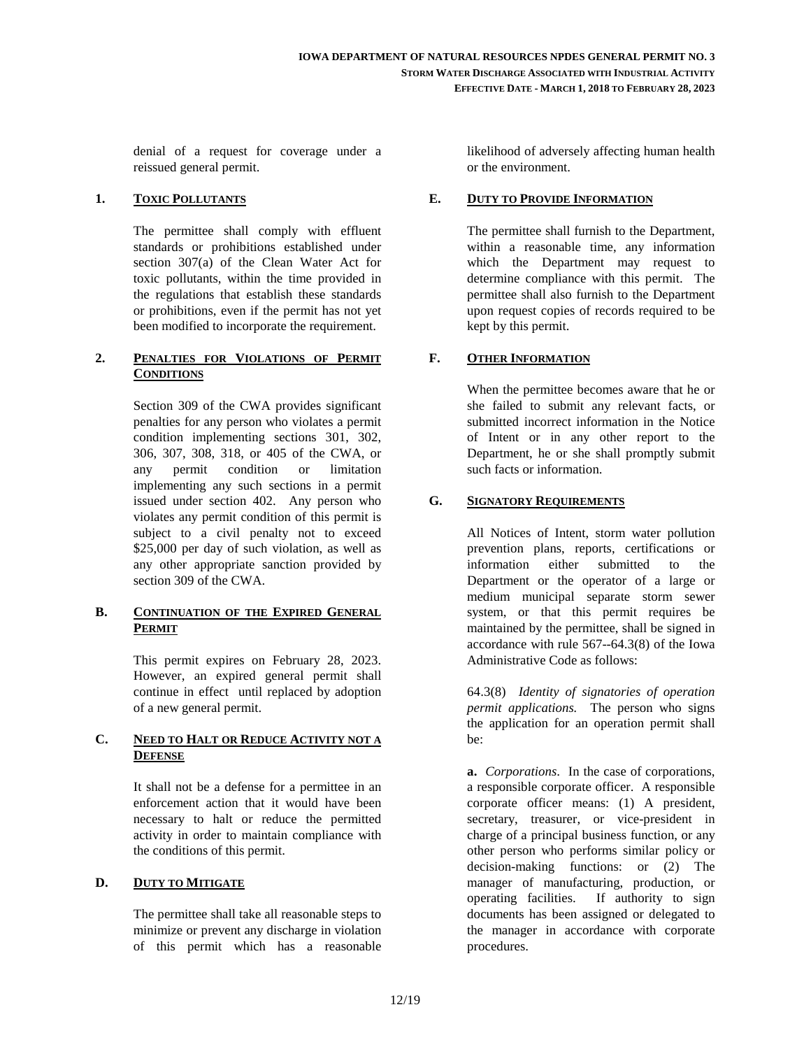denial of a request for coverage under a reissued general permit.

### 1. TOXIC POLLUTANTS

The permittee shall comply with effluent standards or prohibitions established under section 307(a) of the Clean Water Act for toxic pollutants, within the time provided in the regulations that establish these standards or prohibitions, even if the permit has not yet been modified to incorporate the requirement.

### 2. PENALTIES FOR VIOLATIONS OF PERMIT CONDITIONS

Section 309 of the CWA provides significant penalties for any person who violates a permit condition implementing sections 301, 302, 306, 307, 308, 318, or 405 of the CWA, or any permit condition or limitation implementing any such sections in a permit issued under section 402. Any person who violates any permit condition of this permit is subject to a civil penalty not to exceed $25,000 per day of such violation, as well as any other appropriate sanction provided by section 309 of the CWA.

### B. CONTINUATION OF THE EXPIRED GENERAL PERMIT

This permit expires on February 28, 2023. However, an expired general permit shall continue in effect until replaced by adoption of a new general permit.

### C. NEED TO HALT OR REDUCE ACTIVITY NOT A DEFENSE

It shall not be a defense for a permittee in an enforcement action that it would have been necessary to halt or reduce the permitted activity in order to maintain compliance with the conditions of this permit.

### D. DUTY TO MITIGATE

The permittee shall take all reasonable steps to minimize or prevent any discharge in violation of this permit which has a reasonable likelihood of adversely affecting human health or the environment.

### E. DUTY TO PROVIDE INFORMATION

The permittee shall furnish to the Department, within a reasonable time, any information which the Department may request to determine compliance with this permit. The permittee shall also furnish to the Department upon request copies of records required to be kept by this permit.

### F. OTHER INFORMATION

When the permittee becomes aware that he or she failed to submit any relevant facts, or submitted incorrect information in the Notice of Intent or in any other report to the Department, he or she shall promptly submit such facts or information.

### G. SIGNATORY REQUIREMENTS

All Notices of Intent, storm water pollution prevention plans, reports, certifications or information either submitted to the Department or the operator of a large or medium municipal separate storm sewer system, or that this permit requires be maintained by the permittee, shall be signed in accordance with rule 567--64.3(8) of the Iowa Administrative Code as follows:

64.3(8) *Identity of signatories of operation permit applications.* The person who signs the application for an operation permit shall be:

**a.** *Corporations*. In the case of corporations, a responsible corporate officer. A responsible corporate officer means: (1) A president, secretary, treasurer, or vice-president in charge of a principal business function, or any other person who performs similar policy or decision-making functions: or (2) The manager of manufacturing, production, or operating facilities. If authority to sign documents has been assigned or delegated to the manager in accordance with corporate procedures.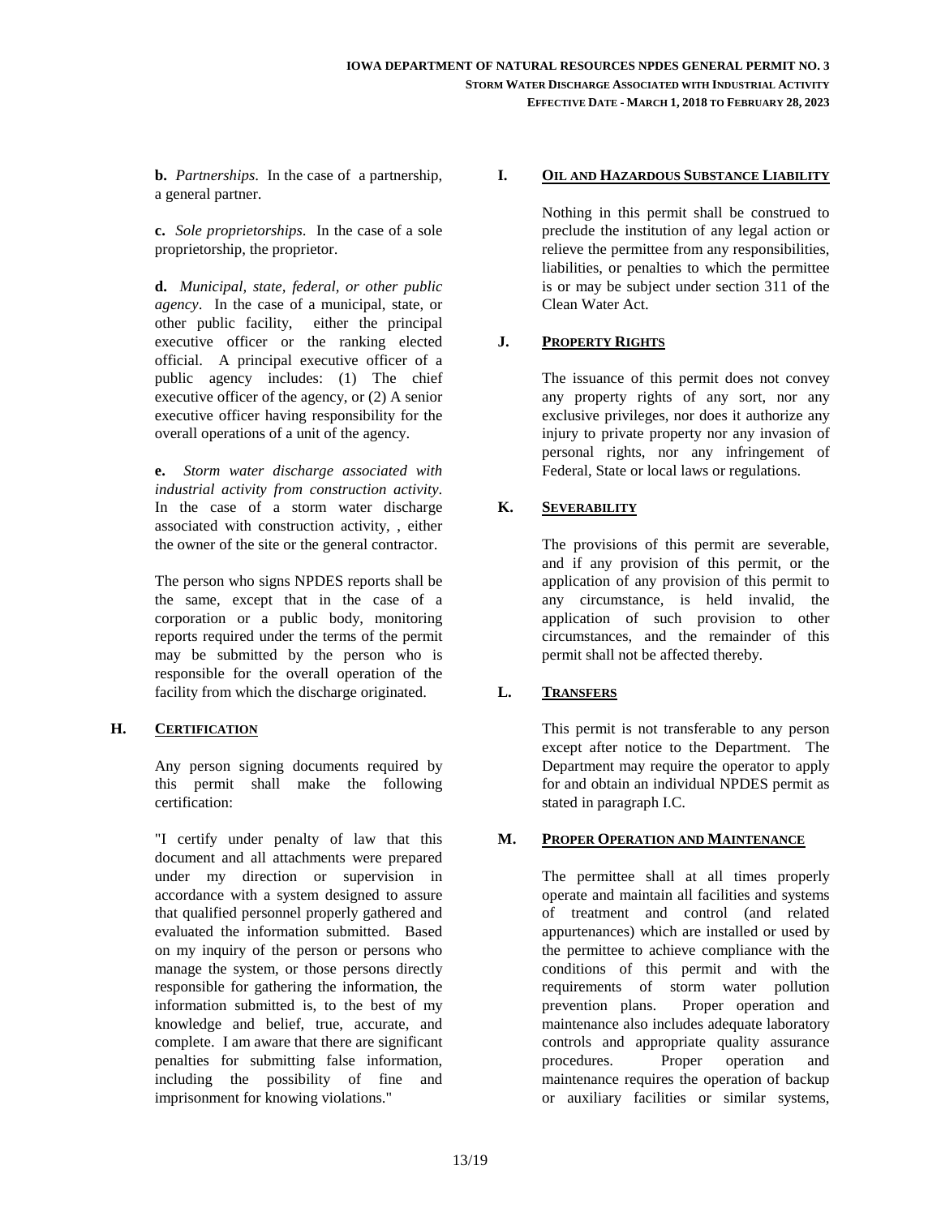**b.** *Partnerships*. In the case of a partnership, a general partner.

**c.** *Sole proprietorships*. In the case of a sole proprietorship, the proprietor.

**d.** *Municipal, state, federal, or other public agency*. In the case of a municipal, state, or other public facility, either the principal executive officer or the ranking elected official. A principal executive officer of a public agency includes: (1) The chief executive officer of the agency, or (2) A senior executive officer having responsibility for the overall operations of a unit of the agency.

**e.** *Storm water discharge associated with industrial activity from construction activity*. In the case of a storm water discharge associated with construction activity, , either the owner of the site or the general contractor.

The person who signs NPDES reports shall be the same, except that in the case of a corporation or a public body, monitoring reports required under the terms of the permit may be submitted by the person who is responsible for the overall operation of the facility from which the discharge originated.

## H. CERTIFICATION

Any person signing documents required by this permit shall make the following certification:

"I certify under penalty of law that this document and all attachments were prepared under my direction or supervision in accordance with a system designed to assure that qualified personnel properly gathered and evaluated the information submitted. Based on my inquiry of the person or persons who manage the system, or those persons directly responsible for gathering the information, the information submitted is, to the best of my knowledge and belief, true, accurate, and complete. I am aware that there are significant penalties for submitting false information, including the possibility of fine and imprisonment for knowing violations."

## I. OIL AND HAZARDOUS SUBSTANCE LIABILITY

Nothing in this permit shall be construed to preclude the institution of any legal action or relieve the permittee from any responsibilities, liabilities, or penalties to which the permittee is or may be subject under section 311 of the Clean Water Act.

## J. PROPERTY RIGHTS

The issuance of this permit does not convey any property rights of any sort, nor any exclusive privileges, nor does it authorize any injury to private property nor any invasion of personal rights, nor any infringement of Federal, State or local laws or regulations.

## K. SEVERABILITY

The provisions of this permit are severable, and if any provision of this permit, or the application of any provision of this permit to any circumstance, is held invalid, the application of such provision to other circumstances, and the remainder of this permit shall not be affected thereby.

## L. TRANSFERS

This permit is not transferable to any person except after notice to the Department. The Department may require the operator to apply for and obtain an individual NPDES permit as stated in paragraph I.C.

## M. PROPER OPERATION AND MAINTENANCE

The permittee shall at all times properly operate and maintain all facilities and systems of treatment and control (and related appurtenances) which are installed or used by the permittee to achieve compliance with the conditions of this permit and with the requirements of storm water pollution prevention plans. Proper operation and maintenance also includes adequate laboratory controls and appropriate quality assurance procedures. Proper operation and maintenance requires the operation of backup or auxiliary facilities or similar systems,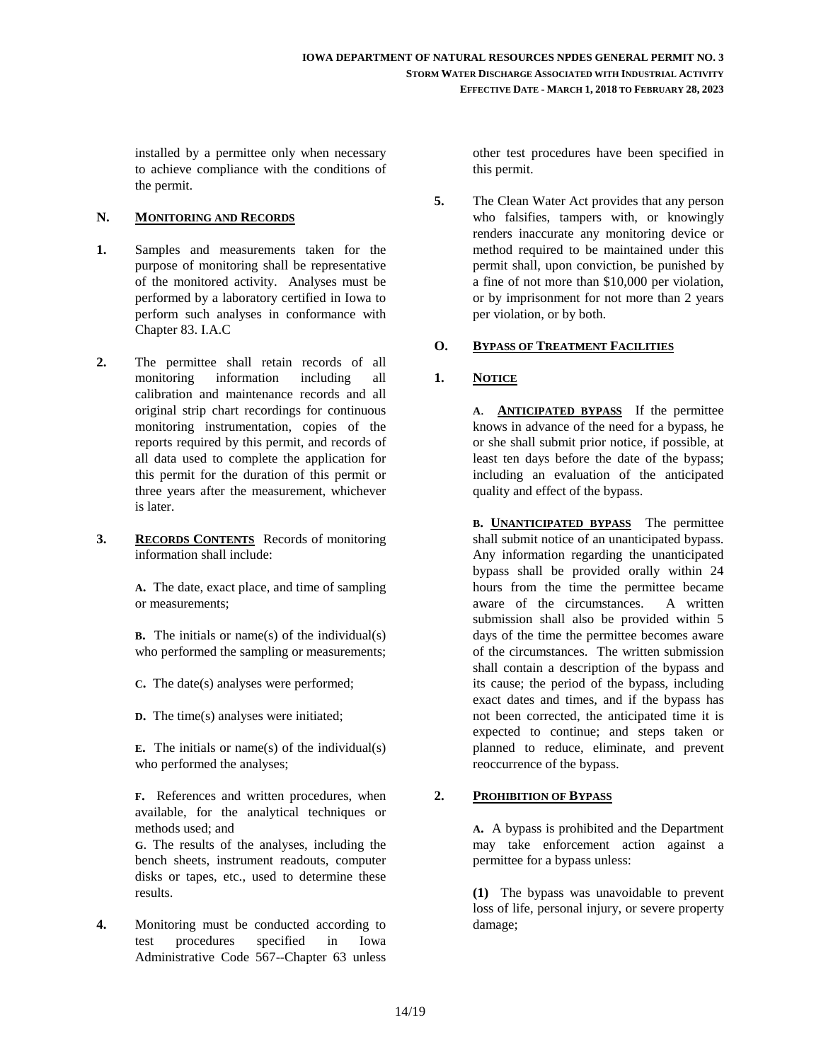installed by a permittee only when necessary to achieve compliance with the conditions of the permit.

## N. MONITORING AND RECORDS

**1.** Samples and measurements taken for the purpose of monitoring shall be representative of the monitored activity. Analyses must be performed by a laboratory certified in Iowa to perform such analyses in conformance with Chapter 83. I.A.C

**2.** The permittee shall retain records of all monitoring information including all calibration and maintenance records and all original strip chart recordings for continuous monitoring instrumentation, copies of the reports required by this permit, and records of all data used to complete the application for this permit for the duration of this permit or three years after the measurement, whichever is later.

**3.** **RECORDS CONTENTS** Records of monitoring information shall include:

**A.** The date, exact place, and time of sampling or measurements;

**B.** The initials or name(s) of the individual(s) who performed the sampling or measurements;

**C.** The date(s) analyses were performed;

**D.** The time(s) analyses were initiated;

**E.** The initials or name(s) of the individual(s) who performed the analyses;

**F.** References and written procedures, when available, for the analytical techniques or methods used; and

**G**. The results of the analyses, including the bench sheets, instrument readouts, computer disks or tapes, etc., used to determine these results.

**4.** Monitoring must be conducted according to test procedures specified in Iowa Administrative Code 567--Chapter 63 unless other test procedures have been specified in this permit.

**5.** The Clean Water Act provides that any person who falsifies, tampers with, or knowingly renders inaccurate any monitoring device or method required to be maintained under this permit shall, upon conviction, be punished by a fine of not more than $10,000 per violation, or by imprisonment for not more than 2 years per violation, or by both.

## O. BYPASS OF TREATMENT FACILITIES

### 1. NOTICE

**A**. **ANTICIPATED BYPASS** If the permittee knows in advance of the need for a bypass, he or she shall submit prior notice, if possible, at least ten days before the date of the bypass; including an evaluation of the anticipated quality and effect of the bypass.

**B.** **UNANTICIPATED BYPASS** The permittee shall submit notice of an unanticipated bypass. Any information regarding the unanticipated bypass shall be provided orally within 24 hours from the time the permittee became aware of the circumstances. A written submission shall also be provided within 5 days of the time the permittee becomes aware of the circumstances. The written submission shall contain a description of the bypass and its cause; the period of the bypass, including exact dates and times, and if the bypass has not been corrected, the anticipated time it is expected to continue; and steps taken or planned to reduce, eliminate, and prevent reoccurrence of the bypass.

### 2. PROHIBITION OF BYPASS

**A.** A bypass is prohibited and the Department may take enforcement action against a permittee for a bypass unless:

**(1)** The bypass was unavoidable to prevent loss of life, personal injury, or severe property damage;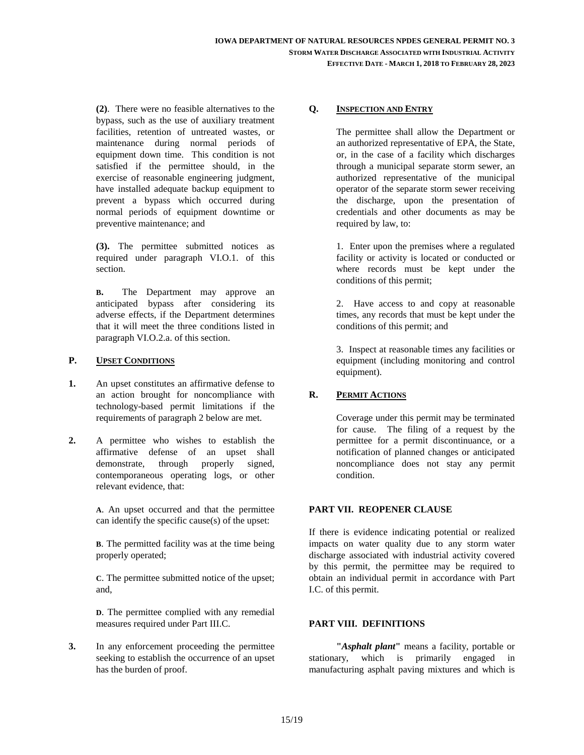**(2)**. There were no feasible alternatives to the bypass, such as the use of auxiliary treatment facilities, retention of untreated wastes, or maintenance during normal periods of equipment down time. This condition is not satisfied if the permittee should, in the exercise of reasonable engineering judgment, have installed adequate backup equipment to prevent a bypass which occurred during normal periods of equipment downtime or preventive maintenance; and

**(3).** The permittee submitted notices as required under paragraph VI.O.1. of this section.

**B.** The Department may approve an anticipated bypass after considering its adverse effects, if the Department determines that it will meet the three conditions listed in paragraph VI.O.2.a. of this section.

### P. UPSET CONDITIONS

**1.** An upset constitutes an affirmative defense to an action brought for noncompliance with technology-based permit limitations if the requirements of paragraph 2 below are met.

**2.** A permittee who wishes to establish the affirmative defense of an upset shall demonstrate, through properly signed, contemporaneous operating logs, or other relevant evidence, that:

**A**. An upset occurred and that the permittee can identify the specific cause(s) of the upset:

**B**. The permitted facility was at the time being properly operated;

**C**. The permittee submitted notice of the upset; and,

**D**. The permittee complied with any remedial measures required under Part III.C.

**3.** In any enforcement proceeding the permittee seeking to establish the occurrence of an upset has the burden of proof.

### Q. INSPECTION AND ENTRY

The permittee shall allow the Department or an authorized representative of EPA, the State, or, in the case of a facility which discharges through a municipal separate storm sewer, an authorized representative of the municipal operator of the separate storm sewer receiving the discharge, upon the presentation of credentials and other documents as may be required by law, to:

1. Enter upon the premises where a regulated facility or activity is located or conducted or where records must be kept under the conditions of this permit;

2. Have access to and copy at reasonable times, any records that must be kept under the conditions of this permit; and

3. Inspect at reasonable times any facilities or equipment (including monitoring and control equipment).

### R. PERMIT ACTIONS

Coverage under this permit may be terminated for cause. The filing of a request by the permittee for a permit discontinuance, or a notification of planned changes or anticipated noncompliance does not stay any permit condition.

## PART VII. REOPENER CLAUSE

If there is evidence indicating potential or realized impacts on water quality due to any storm water discharge associated with industrial activity covered by this permit, the permittee may be required to obtain an individual permit in accordance with Part I.C. of this permit.

## PART VIII. DEFINITIONS

**"*Asphalt plant*"** means a facility, portable or stationary, which is primarily engaged in manufacturing asphalt paving mixtures and which is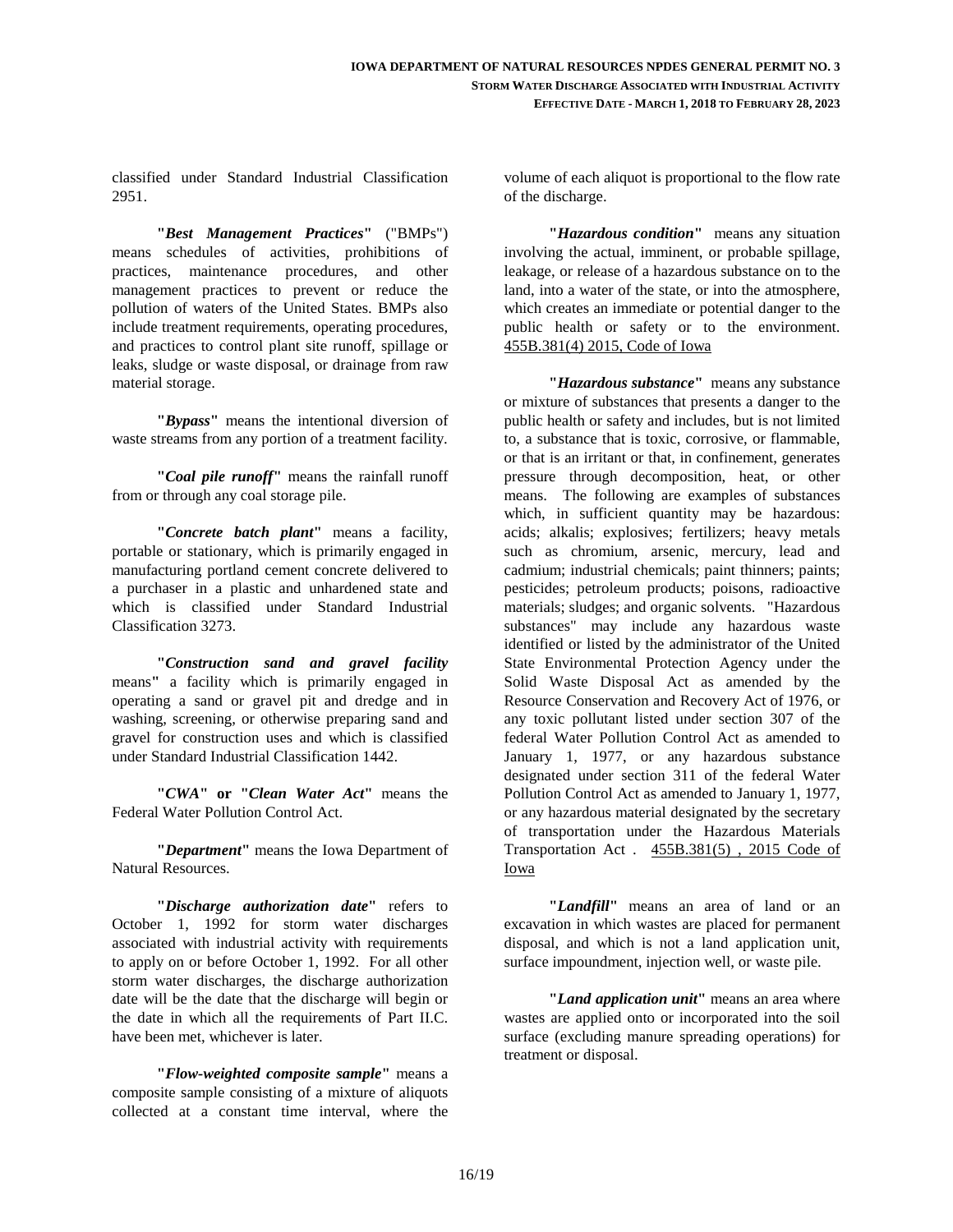classified under Standard Industrial Classification 2951.

**"*Best Management Practices*"** ("BMPs") means schedules of activities, prohibitions of practices, maintenance procedures, and other management practices to prevent or reduce the pollution of waters of the United States. BMPs also include treatment requirements, operating procedures, and practices to control plant site runoff, spillage or leaks, sludge or waste disposal, or drainage from raw material storage.

**"*Bypass*"** means the intentional diversion of waste streams from any portion of a treatment facility.

**"*Coal pile runoff*"** means the rainfall runoff from or through any coal storage pile.

**"*Concrete batch plant*"** means a facility, portable or stationary, which is primarily engaged in manufacturing portland cement concrete delivered to a purchaser in a plastic and unhardened state and which is classified under Standard Industrial Classification 3273.

**"*Construction sand and gravel facility* means"** a facility which is primarily engaged in operating a sand or gravel pit and dredge and in washing, screening, or otherwise preparing sand and gravel for construction uses and which is classified under Standard Industrial Classification 1442.

**"*CWA*" or "*Clean Water Act*"** means the Federal Water Pollution Control Act.

**"*Department*"** means the Iowa Department of Natural Resources.

**"*Discharge authorization date*"** refers to October 1, 1992 for storm water discharges associated with industrial activity with requirements to apply on or before October 1, 1992. For all other storm water discharges, the discharge authorization date will be the date that the discharge will begin or the date in which all the requirements of Part II.C. have been met, whichever is later.

**"*Flow-weighted composite sample*"** means a composite sample consisting of a mixture of aliquots collected at a constant time interval, where the volume of each aliquot is proportional to the flow rate of the discharge.

**"*Hazardous condition*"** means any situation involving the actual, imminent, or probable spillage, leakage, or release of a hazardous substance on to the land, into a water of the state, or into the atmosphere, which creates an immediate or potential danger to the public health or safety or to the environment. 455B.381(4) 2015, Code of Iowa

**"*Hazardous substance*"** means any substance or mixture of substances that presents a danger to the public health or safety and includes, but is not limited to, a substance that is toxic, corrosive, or flammable, or that is an irritant or that, in confinement, generates pressure through decomposition, heat, or other means. The following are examples of substances which, in sufficient quantity may be hazardous: acids; alkalis; explosives; fertilizers; heavy metals such as chromium, arsenic, mercury, lead and cadmium; industrial chemicals; paint thinners; paints; pesticides; petroleum products; poisons, radioactive materials; sludges; and organic solvents. "Hazardous substances" may include any hazardous waste identified or listed by the administrator of the United State Environmental Protection Agency under the Solid Waste Disposal Act as amended by the Resource Conservation and Recovery Act of 1976, or any toxic pollutant listed under section 307 of the federal Water Pollution Control Act as amended to January 1, 1977, or any hazardous substance designated under section 311 of the federal Water Pollution Control Act as amended to January 1, 1977, or any hazardous material designated by the secretary of transportation under the Hazardous Materials Transportation Act . 455B.381(5) , 2015 Code of Iowa

**"*Landfill*"** means an area of land or an excavation in which wastes are placed for permanent disposal, and which is not a land application unit, surface impoundment, injection well, or waste pile.

**"*Land application unit*"** means an area where wastes are applied onto or incorporated into the soil surface (excluding manure spreading operations) for treatment or disposal.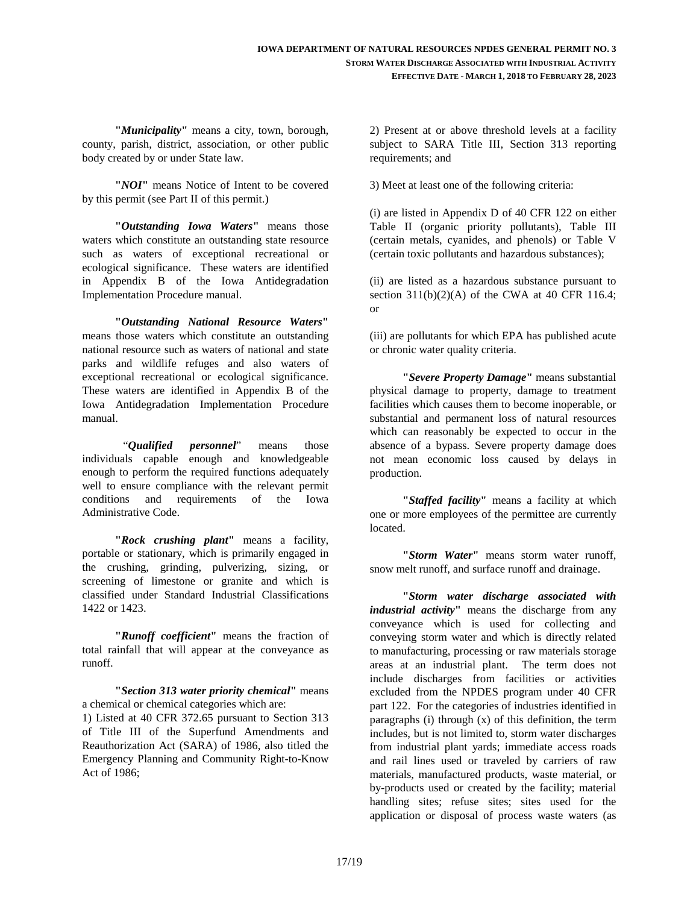"***Municipality***" means a city, town, borough, county, parish, district, association, or other public body created by or under State law.

"***NOI***" means Notice of Intent to be covered by this permit (see Part II of this permit.)

"***Outstanding Iowa Waters***" means those waters which constitute an outstanding state resource such as waters of exceptional recreational or ecological significance. These waters are identified in Appendix B of the Iowa Antidegradation Implementation Procedure manual.

"***Outstanding National Resource Waters***" means those waters which constitute an outstanding national resource such as waters of national and state parks and wildlife refuges and also waters of exceptional recreational or ecological significance. These waters are identified in Appendix B of the Iowa Antidegradation Implementation Procedure manual.

"***Qualified personnel***" means those individuals capable enough and knowledgeable enough to perform the required functions adequately well to ensure compliance with the relevant permit conditions and requirements of the Iowa Administrative Code.

"***Rock crushing plant***" means a facility, portable or stationary, which is primarily engaged in the crushing, grinding, pulverizing, sizing, or screening of limestone or granite and which is classified under Standard Industrial Classifications 1422 or 1423.

"***Runoff coefficient***" means the fraction of total rainfall that will appear at the conveyance as runoff.

"***Section 313 water priority chemical***" means a chemical or chemical categories which are:

1) Listed at 40 CFR 372.65 pursuant to Section 313 of Title III of the Superfund Amendments and Reauthorization Act (SARA) of 1986, also titled the Emergency Planning and Community Right-to-Know Act of 1986;

2) Present at or above threshold levels at a facility subject to SARA Title III, Section 313 reporting requirements; and

3) Meet at least one of the following criteria:

(i) are listed in Appendix D of 40 CFR 122 on either Table II (organic priority pollutants), Table III (certain metals, cyanides, and phenols) or Table V (certain toxic pollutants and hazardous substances);

(ii) are listed as a hazardous substance pursuant to section 311(b)(2)(A) of the CWA at 40 CFR 116.4; or

(iii) are pollutants for which EPA has published acute or chronic water quality criteria.

"***Severe Property Damage***" means substantial physical damage to property, damage to treatment facilities which causes them to become inoperable, or substantial and permanent loss of natural resources which can reasonably be expected to occur in the absence of a bypass. Severe property damage does not mean economic loss caused by delays in production.

"***Staffed facility***" means a facility at which one or more employees of the permittee are currently located.

"***Storm Water***" means storm water runoff, snow melt runoff, and surface runoff and drainage.

"***Storm water discharge associated with industrial activity***" means the discharge from any conveyance which is used for collecting and conveying storm water and which is directly related to manufacturing, processing or raw materials storage areas at an industrial plant. The term does not include discharges from facilities or activities excluded from the NPDES program under 40 CFR part 122. For the categories of industries identified in paragraphs (i) through (x) of this definition, the term includes, but is not limited to, storm water discharges from industrial plant yards; immediate access roads and rail lines used or traveled by carriers of raw materials, manufactured products, waste material, or by-products used or created by the facility; material handling sites; refuse sites; sites used for the application or disposal of process waste waters (as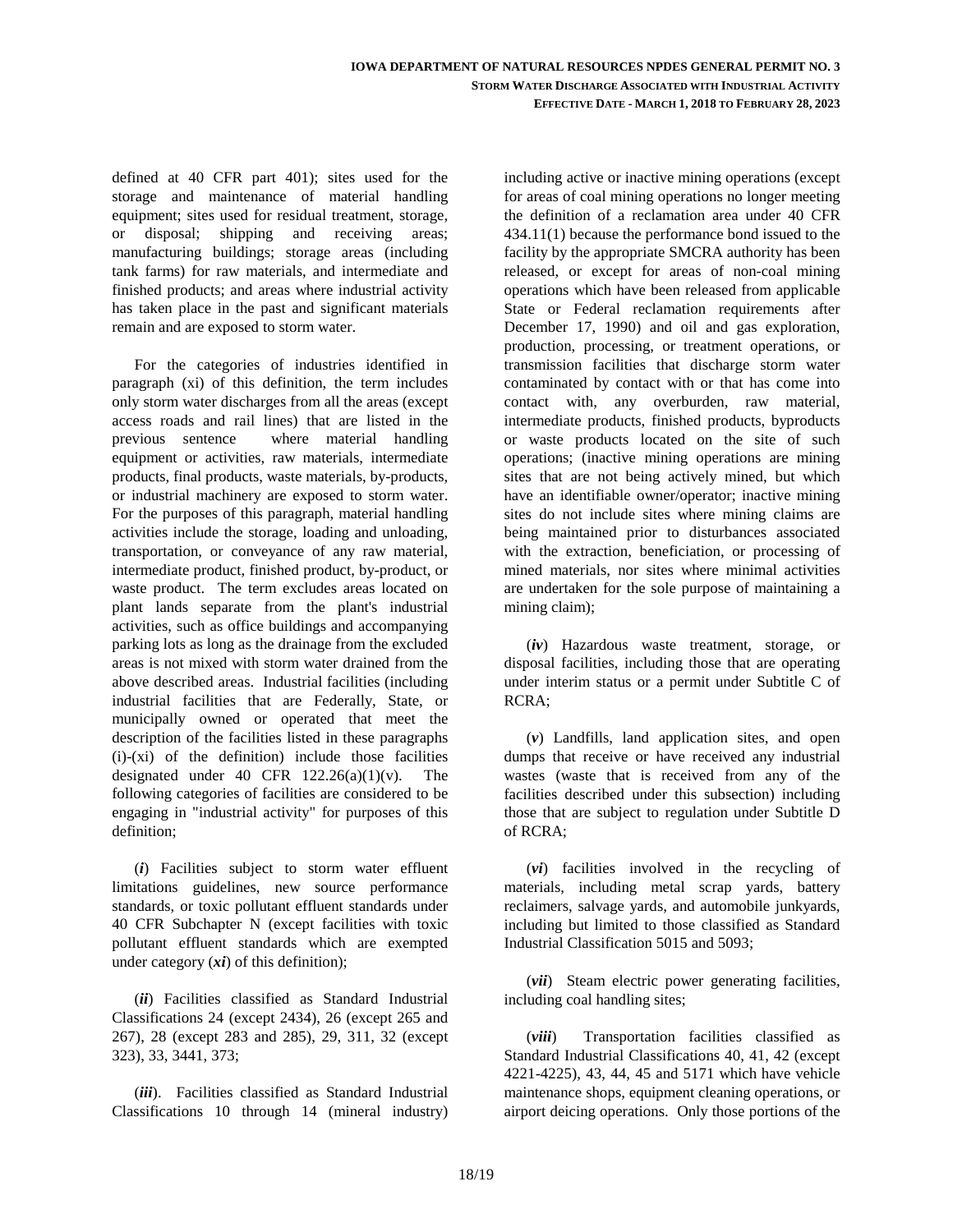defined at 40 CFR part 401); sites used for the storage and maintenance of material handling equipment; sites used for residual treatment, storage, or disposal; shipping and receiving areas; manufacturing buildings; storage areas (including tank farms) for raw materials, and intermediate and finished products; and areas where industrial activity has taken place in the past and significant materials remain and are exposed to storm water.

For the categories of industries identified in paragraph (xi) of this definition, the term includes only storm water discharges from all the areas (except access roads and rail lines) that are listed in the previous sentence where material handling equipment or activities, raw materials, intermediate products, final products, waste materials, by-products, or industrial machinery are exposed to storm water. For the purposes of this paragraph, material handling activities include the storage, loading and unloading, transportation, or conveyance of any raw material, intermediate product, finished product, by-product, or waste product. The term excludes areas located on plant lands separate from the plant's industrial activities, such as office buildings and accompanying parking lots as long as the drainage from the excluded areas is not mixed with storm water drained from the above described areas. Industrial facilities (including industrial facilities that are Federally, State, or municipally owned or operated that meet the description of the facilities listed in these paragraphs (i)-(xi) of the definition) include those facilities designated under 40 CFR 122.26(a)(1)(v). The following categories of facilities are considered to be engaging in "industrial activity" for purposes of this definition;

(***i***) Facilities subject to storm water effluent limitations guidelines, new source performance standards, or toxic pollutant effluent standards under 40 CFR Subchapter N (except facilities with toxic pollutant effluent standards which are exempted under category (***xi***) of this definition);

(***ii***) Facilities classified as Standard Industrial Classifications 24 (except 2434), 26 (except 265 and 267), 28 (except 283 and 285), 29, 311, 32 (except 323), 33, 3441, 373;

(***iii***). Facilities classified as Standard Industrial Classifications 10 through 14 (mineral industry) including active or inactive mining operations (except for areas of coal mining operations no longer meeting the definition of a reclamation area under 40 CFR 434.11(1) because the performance bond issued to the facility by the appropriate SMCRA authority has been released, or except for areas of non-coal mining operations which have been released from applicable State or Federal reclamation requirements after December 17, 1990) and oil and gas exploration, production, processing, or treatment operations, or transmission facilities that discharge storm water contaminated by contact with or that has come into contact with, any overburden, raw material, intermediate products, finished products, byproducts or waste products located on the site of such operations; (inactive mining operations are mining sites that are not being actively mined, but which have an identifiable owner/operator; inactive mining sites do not include sites where mining claims are being maintained prior to disturbances associated with the extraction, beneficiation, or processing of mined materials, nor sites where minimal activities are undertaken for the sole purpose of maintaining a mining claim);

(***iv***) Hazardous waste treatment, storage, or disposal facilities, including those that are operating under interim status or a permit under Subtitle C of RCRA;

(***v***) Landfills, land application sites, and open dumps that receive or have received any industrial wastes (waste that is received from any of the facilities described under this subsection) including those that are subject to regulation under Subtitle D of RCRA;

(***vi***) facilities involved in the recycling of materials, including metal scrap yards, battery reclaimers, salvage yards, and automobile junkyards, including but limited to those classified as Standard Industrial Classification 5015 and 5093;

(***vii***) Steam electric power generating facilities, including coal handling sites;

(***viii***) Transportation facilities classified as Standard Industrial Classifications 40, 41, 42 (except 4221-4225), 43, 44, 45 and 5171 which have vehicle maintenance shops, equipment cleaning operations, or airport deicing operations. Only those portions of the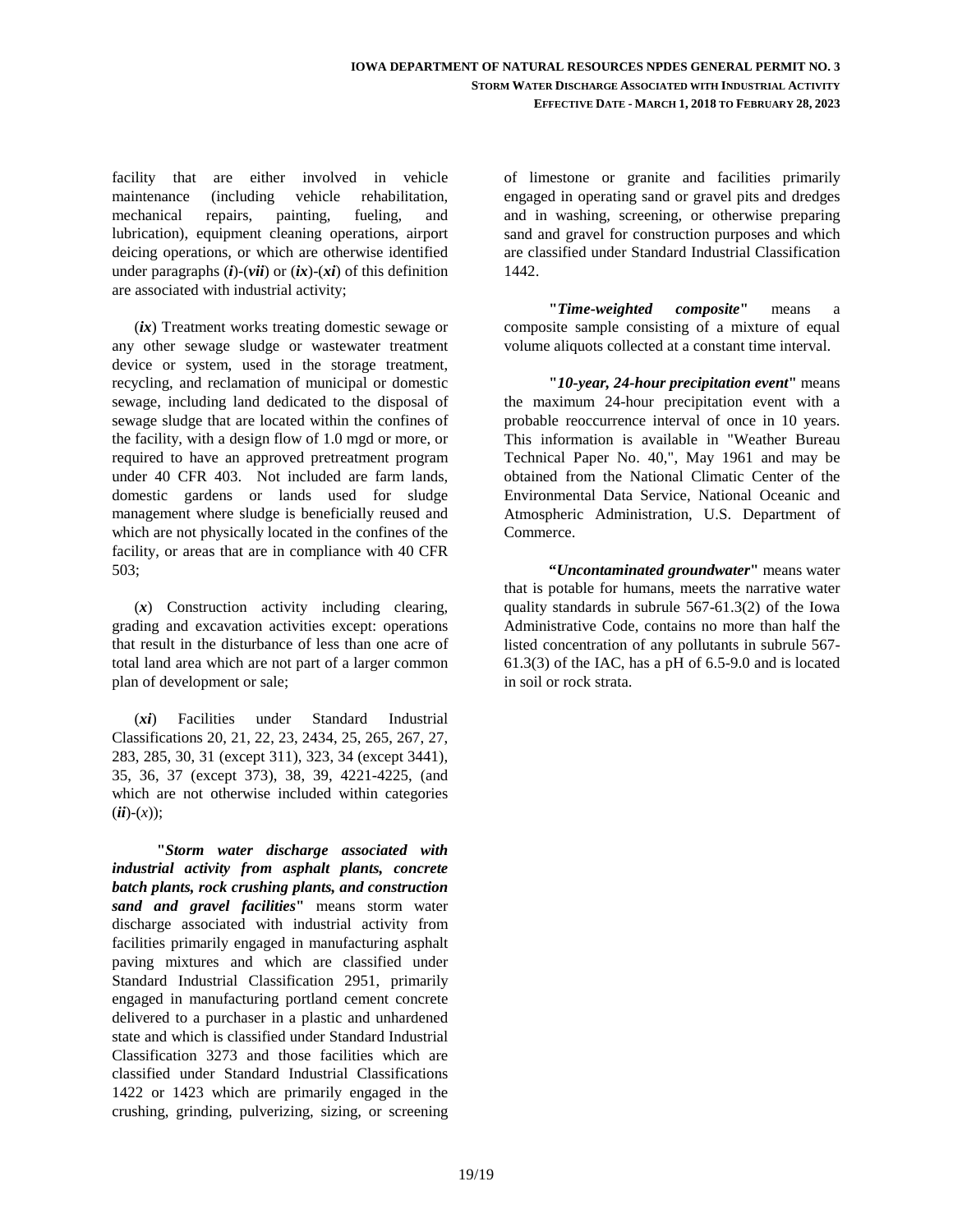facility that are either involved in vehicle maintenance (including vehicle rehabilitation, mechanical repairs, painting, fueling, and lubrication), equipment cleaning operations, airport deicing operations, or which are otherwise identified under paragraphs (***i***)-(***vii***) or (***ix***)-(***xi***) of this definition are associated with industrial activity;

(***ix***) Treatment works treating domestic sewage or any other sewage sludge or wastewater treatment device or system, used in the storage treatment, recycling, and reclamation of municipal or domestic sewage, including land dedicated to the disposal of sewage sludge that are located within the confines of the facility, with a design flow of 1.0 mgd or more, or required to have an approved pretreatment program under 40 CFR 403. Not included are farm lands, domestic gardens or lands used for sludge management where sludge is beneficially reused and which are not physically located in the confines of the facility, or areas that are in compliance with 40 CFR 503;

(***x***) Construction activity including clearing, grading and excavation activities except: operations that result in the disturbance of less than one acre of total land area which are not part of a larger common plan of development or sale;

(***xi***) Facilities under Standard Industrial Classifications 20, 21, 22, 23, 2434, 25, 265, 267, 27, 283, 285, 30, 31 (except 311), 323, 34 (except 3441), 35, 36, 37 (except 373), 38, 39, 4221-4225, (and which are not otherwise included within categories (***ii***)-(*x*));

"***Storm water discharge associated with industrial activity from asphalt plants, concrete batch plants, rock crushing plants, and construction sand and gravel facilities***" means storm water discharge associated with industrial activity from facilities primarily engaged in manufacturing asphalt paving mixtures and which are classified under Standard Industrial Classification 2951, primarily engaged in manufacturing portland cement concrete delivered to a purchaser in a plastic and unhardened state and which is classified under Standard Industrial Classification 3273 and those facilities which are classified under Standard Industrial Classifications 1422 or 1423 which are primarily engaged in the crushing, grinding, pulverizing, sizing, or screening of limestone or granite and facilities primarily engaged in operating sand or gravel pits and dredges and in washing, screening, or otherwise preparing sand and gravel for construction purposes and which are classified under Standard Industrial Classification 1442.

"***Time-weighted composite***" means a composite sample consisting of a mixture of equal volume aliquots collected at a constant time interval.

"***10-year, 24-hour precipitation event***" means the maximum 24-hour precipitation event with a probable reoccurrence interval of once in 10 years. This information is available in "Weather Bureau Technical Paper No. 40,", May 1961 and may be obtained from the National Climatic Center of the Environmental Data Service, National Oceanic and Atmospheric Administration, U.S. Department of Commerce.

"***Uncontaminated groundwater***" means water that is potable for humans, meets the narrative water quality standards in subrule 567-61.3(2) of the Iowa Administrative Code, contains no more than half the listed concentration of any pollutants in subrule 567-61.3(3) of the IAC, has a pH of 6.5-9.0 and is located in soil or rock strata.